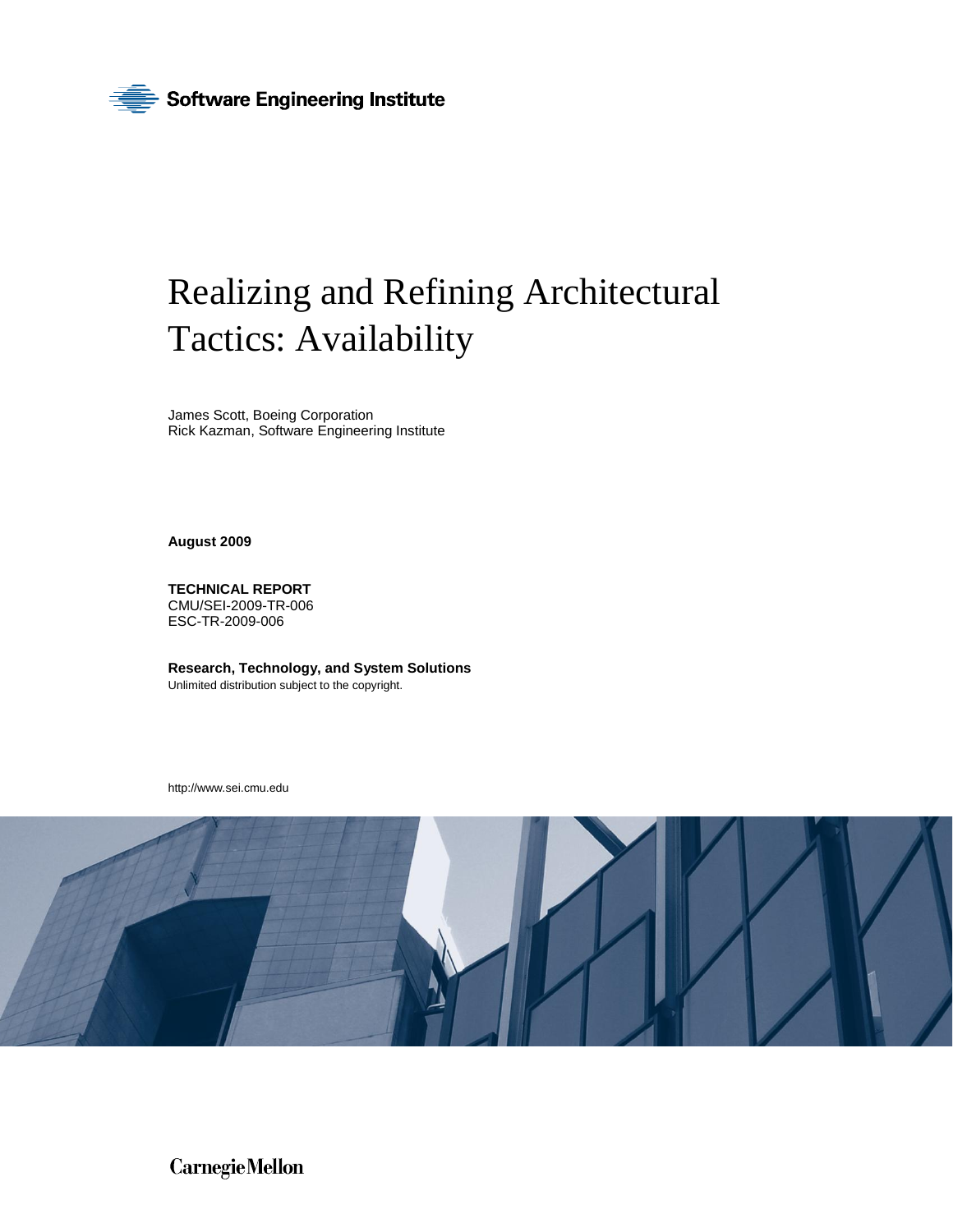Software Engineering Institute

# Realizing and Refining Architectural Tactics: Availability

James Scott, Boeing Corporation
Rick Kazman, Software Engineering Institute

**August 2009**

**TECHNICAL REPORT**
CMU/SEI-2009-TR-006
ESC-TR-2009-006

**Research, Technology, and System Solutions**
Unlimited distribution subject to the copyright.

http://www.sei.cmu.edu

Carnegie Mellon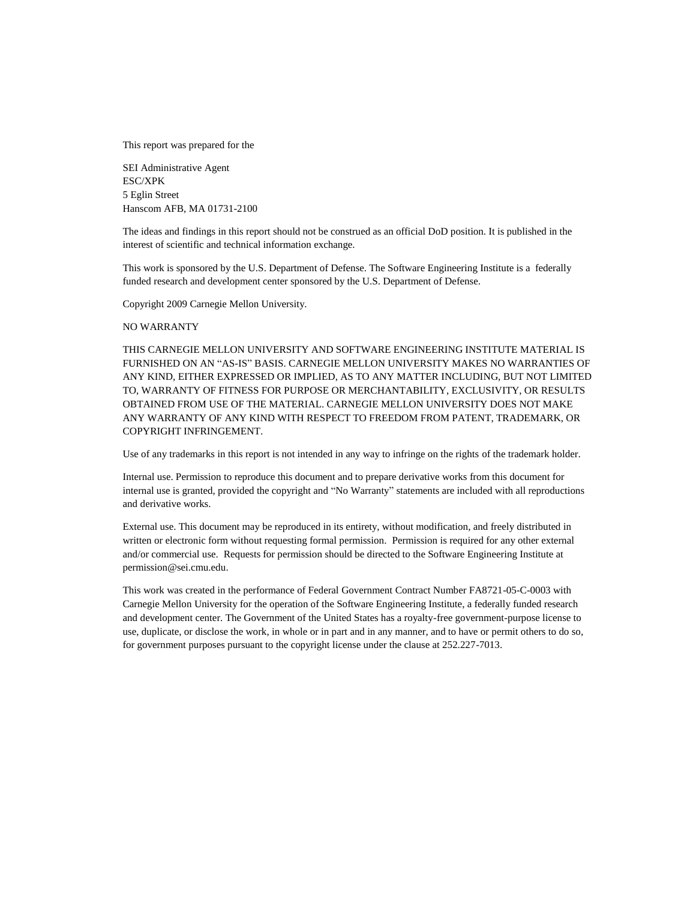This report was prepared for the

SEI Administrative Agent
ESC/XPK
5 Eglin Street
Hanscom AFB, MA 01731-2100

The ideas and findings in this report should not be construed as an official DoD position. It is published in the interest of scientific and technical information exchange.

This work is sponsored by the U.S. Department of Defense. The Software Engineering Institute is a federally funded research and development center sponsored by the U.S. Department of Defense.

Copyright 2009 Carnegie Mellon University.

NO WARRANTY

THIS CARNEGIE MELLON UNIVERSITY AND SOFTWARE ENGINEERING INSTITUTE MATERIAL IS FURNISHED ON AN "AS-IS" BASIS. CARNEGIE MELLON UNIVERSITY MAKES NO WARRANTIES OF ANY KIND, EITHER EXPRESSED OR IMPLIED, AS TO ANY MATTER INCLUDING, BUT NOT LIMITED TO, WARRANTY OF FITNESS FOR PURPOSE OR MERCHANTABILITY, EXCLUSIVITY, OR RESULTS OBTAINED FROM USE OF THE MATERIAL. CARNEGIE MELLON UNIVERSITY DOES NOT MAKE ANY WARRANTY OF ANY KIND WITH RESPECT TO FREEDOM FROM PATENT, TRADEMARK, OR COPYRIGHT INFRINGEMENT.

Use of any trademarks in this report is not intended in any way to infringe on the rights of the trademark holder.

Internal use. Permission to reproduce this document and to prepare derivative works from this document for internal use is granted, provided the copyright and "No Warranty" statements are included with all reproductions and derivative works.

External use. This document may be reproduced in its entirety, without modification, and freely distributed in written or electronic form without requesting formal permission. Permission is required for any other external and/or commercial use. Requests for permission should be directed to the Software Engineering Institute at permission@sei.cmu.edu.

This work was created in the performance of Federal Government Contract Number FA8721-05-C-0003 with Carnegie Mellon University for the operation of the Software Engineering Institute, a federally funded research and development center. The Government of the United States has a royalty-free government-purpose license to use, duplicate, or disclose the work, in whole or in part and in any manner, and to have or permit others to do so, for government purposes pursuant to the copyright license under the clause at 252.227-7013.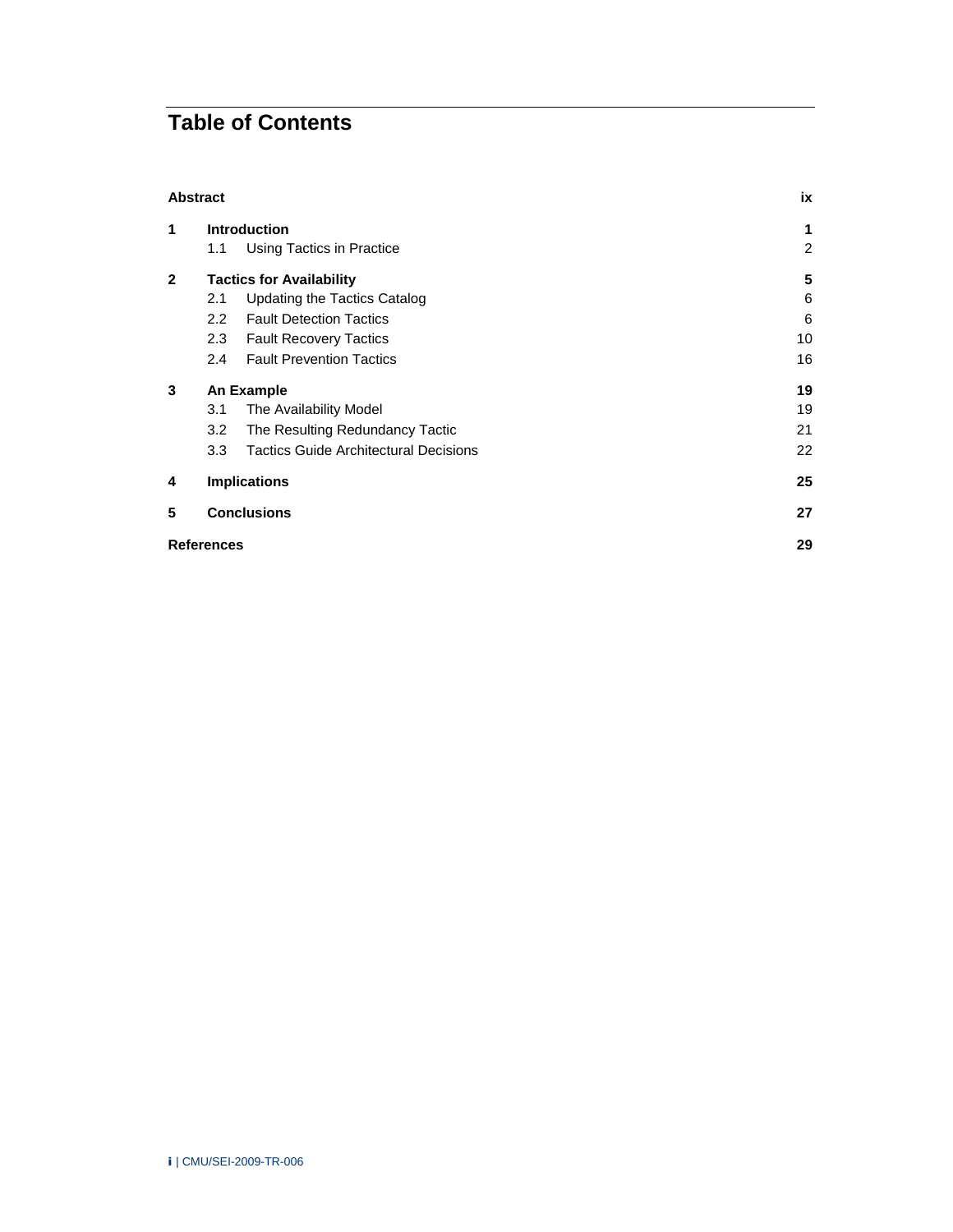# Table of Contents

| | | |
|---|---|---|
| **Abstract** | | **ix** |
| **1** | **Introduction** | **1** |
| | 1.1 Using Tactics in Practice | 2 |
| **2** | **Tactics for Availability** | **5** |
| | 2.1 Updating the Tactics Catalog | 6 |
| | 2.2 Fault Detection Tactics | 6 |
| | 2.3 Fault Recovery Tactics | 10 |
| | 2.4 Fault Prevention Tactics | 16 |
| **3** | **An Example** | **19** |
| | 3.1 The Availability Model | 19 |
| | 3.2 The Resulting Redundancy Tactic | 21 |
| | 3.3 Tactics Guide Architectural Decisions | 22 |
| **4** | **Implications** | **25** |
| **5** | **Conclusions** | **27** |
| **References** | | **29** |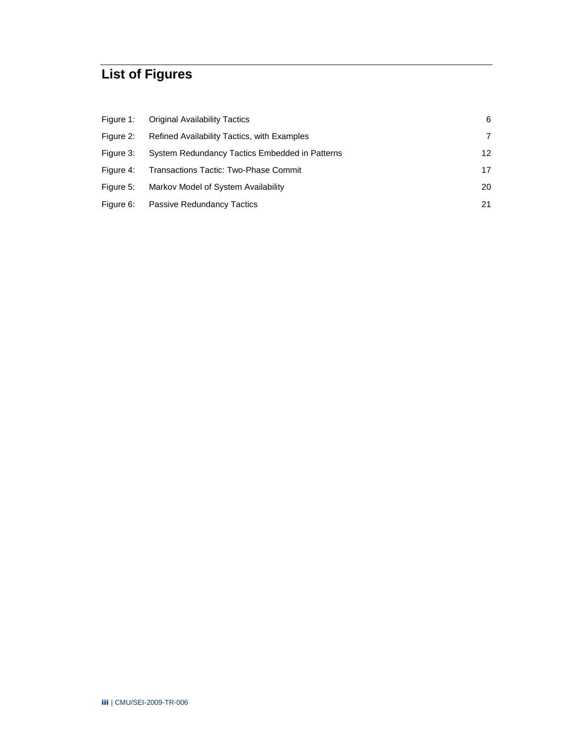# List of Figures

| | | |
|---|---|---|
| Figure 1: | Original Availability Tactics | 6 |
| Figure 2: | Refined Availability Tactics, with Examples | 7 |
| Figure 3: | System Redundancy Tactics Embedded in Patterns | 12 |
| Figure 4: | Transactions Tactic: Two-Phase Commit | 17 |
| Figure 5: | Markov Model of System Availability | 20 |
| Figure 6: | Passive Redundancy Tactics | 21 |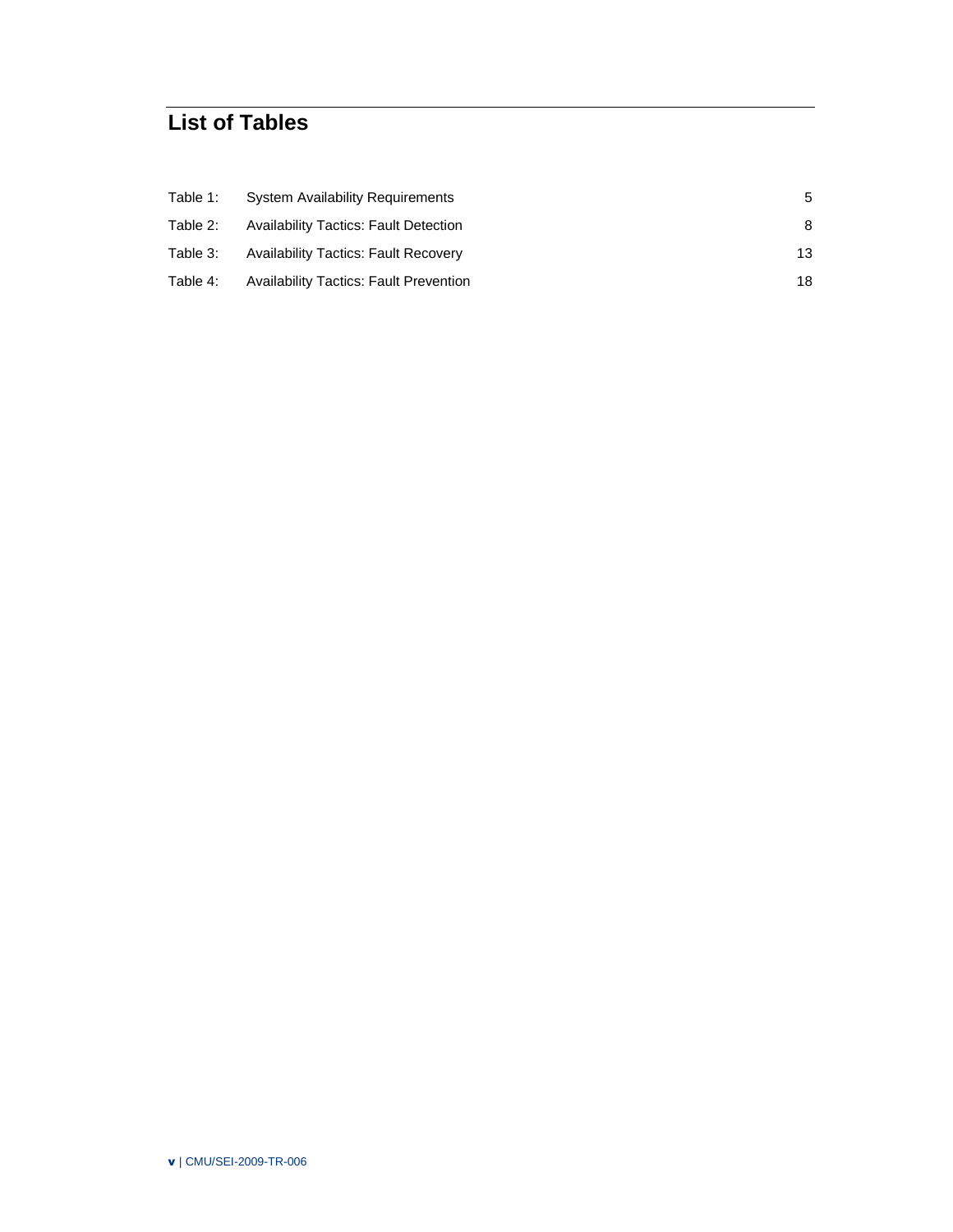# List of Tables

| | | |
|---|---|---|
| Table 1: | System Availability Requirements | 5 |
| Table 2: | Availability Tactics: Fault Detection | 8 |
| Table 3: | Availability Tactics: Fault Recovery | 13 |
| Table 4: | Availability Tactics: Fault Prevention | 18 |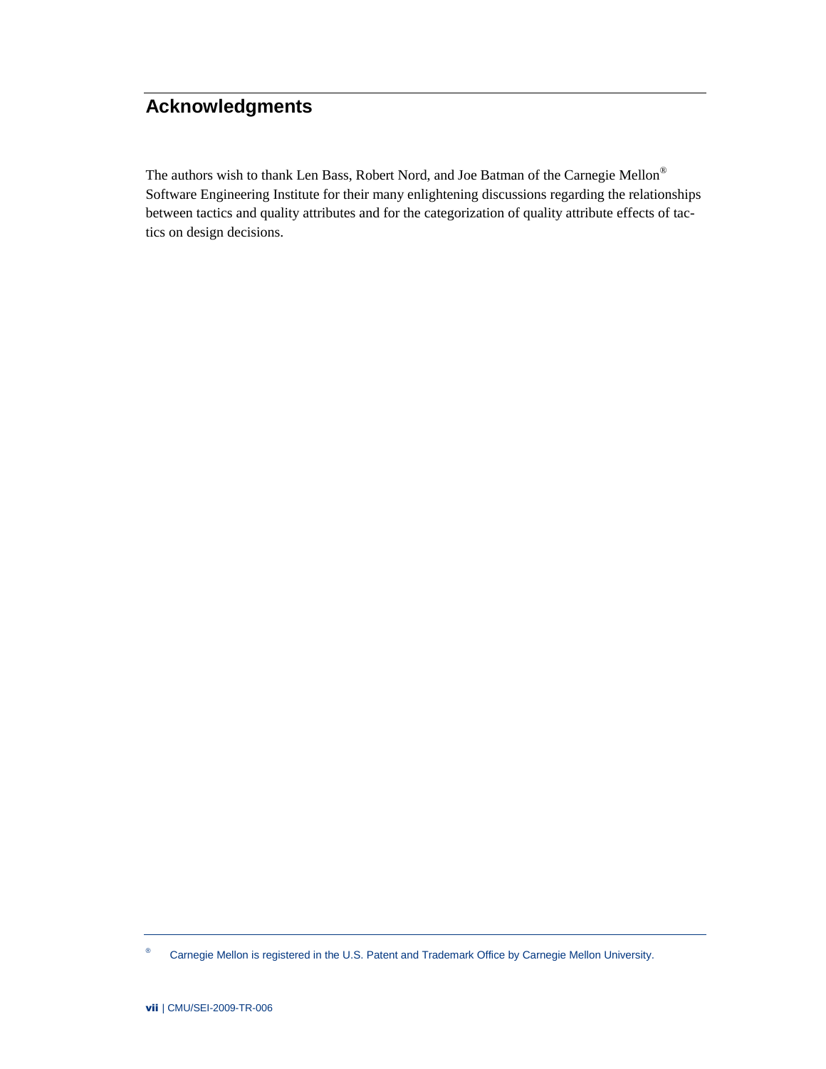## Acknowledgments

The authors wish to thank Len Bass, Robert Nord, and Joe Batman of the Carnegie Mellon® Software Engineering Institute for their many enlightening discussions regarding the relationships between tactics and quality attributes and for the categorization of quality attribute effects of tactics on design decisions.

® Carnegie Mellon is registered in the U.S. Patent and Trademark Office by Carnegie Mellon University.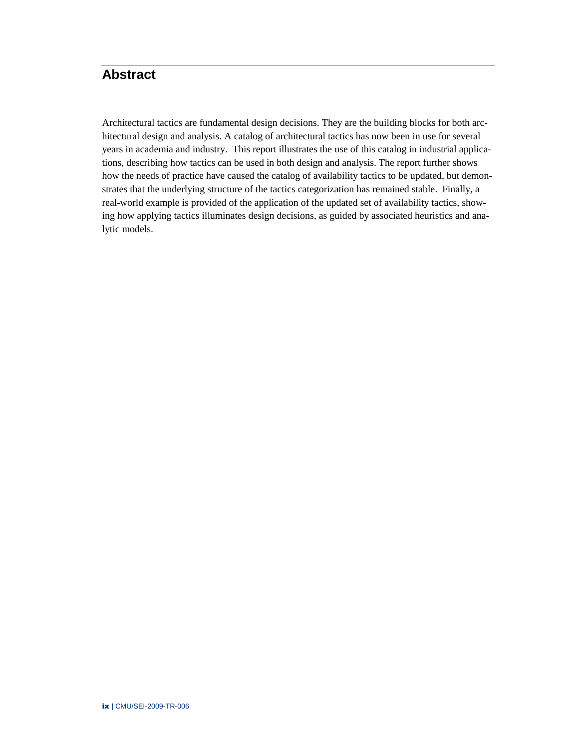## Abstract

Architectural tactics are fundamental design decisions. They are the building blocks for both architectural design and analysis. A catalog of architectural tactics has now been in use for several years in academia and industry. This report illustrates the use of this catalog in industrial applications, describing how tactics can be used in both design and analysis. The report further shows how the needs of practice have caused the catalog of availability tactics to be updated, but demonstrates that the underlying structure of the tactics categorization has remained stable. Finally, a real-world example is provided of the application of the updated set of availability tactics, showing how applying tactics illuminates design decisions, as guided by associated heuristics and analytic models.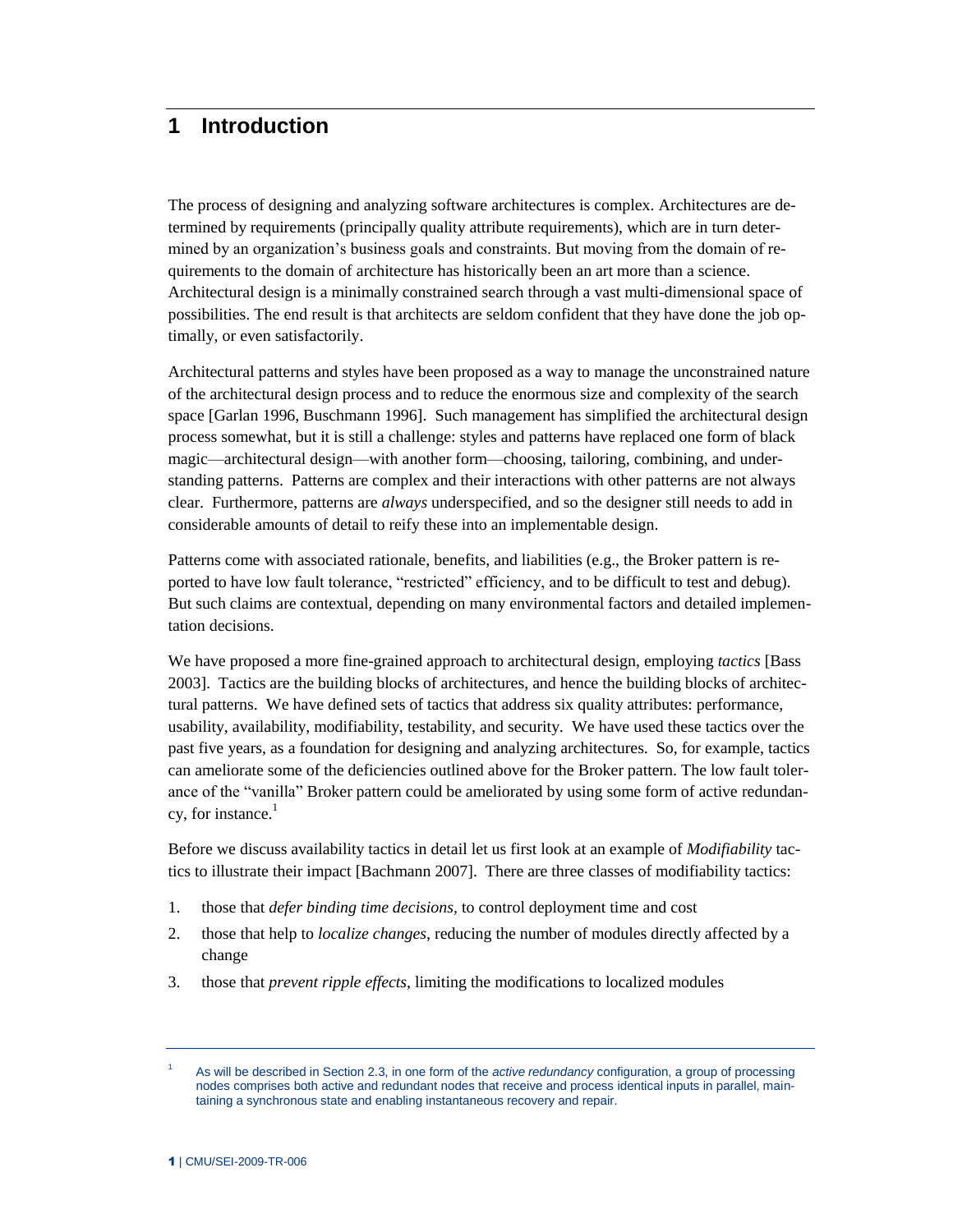# 1 Introduction

The process of designing and analyzing software architectures is complex. Architectures are determined by requirements (principally quality attribute requirements), which are in turn determined by an organization's business goals and constraints. But moving from the domain of requirements to the domain of architecture has historically been an art more than a science. Architectural design is a minimally constrained search through a vast multi-dimensional space of possibilities. The end result is that architects are seldom confident that they have done the job optimally, or even satisfactorily.

Architectural patterns and styles have been proposed as a way to manage the unconstrained nature of the architectural design process and to reduce the enormous size and complexity of the search space [Garlan 1996, Buschmann 1996]. Such management has simplified the architectural design process somewhat, but it is still a challenge: styles and patterns have replaced one form of black magic—architectural design—with another form—choosing, tailoring, combining, and understanding patterns. Patterns are complex and their interactions with other patterns are not always clear. Furthermore, patterns are *always* underspecified, and so the designer still needs to add in considerable amounts of detail to reify these into an implementable design.

Patterns come with associated rationale, benefits, and liabilities (e.g., the Broker pattern is reported to have low fault tolerance, "restricted" efficiency, and to be difficult to test and debug). But such claims are contextual, depending on many environmental factors and detailed implementation decisions.

We have proposed a more fine-grained approach to architectural design, employing *tactics* [Bass 2003]. Tactics are the building blocks of architectures, and hence the building blocks of architectural patterns. We have defined sets of tactics that address six quality attributes: performance, usability, availability, modifiability, testability, and security. We have used these tactics over the past five years, as a foundation for designing and analyzing architectures. So, for example, tactics can ameliorate some of the deficiencies outlined above for the Broker pattern. The low fault tolerance of the "vanilla" Broker pattern could be ameliorated by using some form of active redundancy, for instance.[1]

Before we discuss availability tactics in detail let us first look at an example of *Modifiability* tactics to illustrate their impact [Bachmann 2007]. There are three classes of modifiability tactics:

1. those that *defer binding time decisions*, to control deployment time and cost
2. those that help to *localize changes*, reducing the number of modules directly affected by a change
3. those that *prevent ripple effects*, limiting the modifications to localized modules

---

[1] As will be described in Section 2.3, in one form of the *active redundancy* configuration, a group of processing nodes comprises both active and redundant nodes that receive and process identical inputs in parallel, maintaining a synchronous state and enabling instantaneous recovery and repair.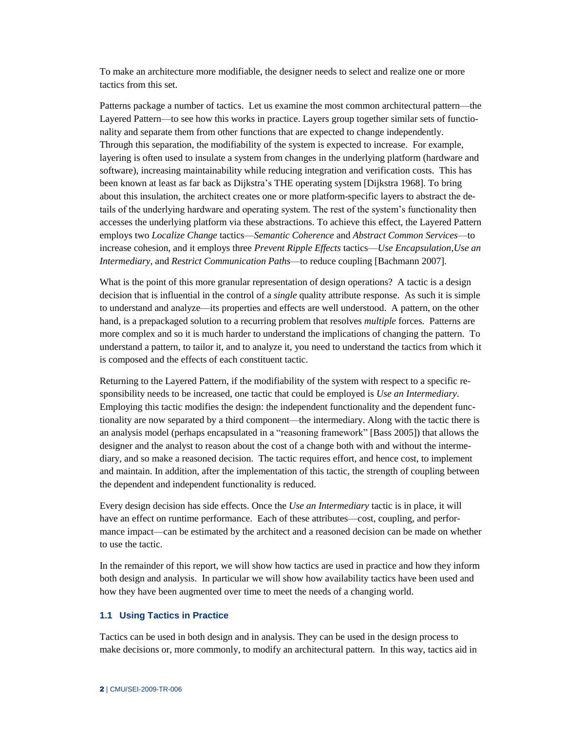To make an architecture more modifiable, the designer needs to select and realize one or more tactics from this set.

Patterns package a number of tactics. Let us examine the most common architectural pattern—the Layered Pattern—to see how this works in practice. Layers group together similar sets of functionality and separate them from other functions that are expected to change independently. Through this separation, the modifiability of the system is expected to increase. For example, layering is often used to insulate a system from changes in the underlying platform (hardware and software), increasing maintainability while reducing integration and verification costs. This has been known at least as far back as Dijkstra's THE operating system [Dijkstra 1968]. To bring about this insulation, the architect creates one or more platform-specific layers to abstract the details of the underlying hardware and operating system. The rest of the system's functionality then accesses the underlying platform via these abstractions. To achieve this effect, the Layered Pattern employs two *Localize Change* tactics—*Semantic Coherence* and *Abstract Common Services*—to increase cohesion, and it employs three *Prevent Ripple Effects* tactics—*Use Encapsulation*,*Use an Intermediary*, and *Restrict Communication Paths*—to reduce coupling [Bachmann 2007].

What is the point of this more granular representation of design operations? A tactic is a design decision that is influential in the control of a *single* quality attribute response. As such it is simple to understand and analyze—its properties and effects are well understood. A pattern, on the other hand, is a prepackaged solution to a recurring problem that resolves *multiple* forces. Patterns are more complex and so it is much harder to understand the implications of changing the pattern. To understand a pattern, to tailor it, and to analyze it, you need to understand the tactics from which it is composed and the effects of each constituent tactic.

Returning to the Layered Pattern, if the modifiability of the system with respect to a specific responsibility needs to be increased, one tactic that could be employed is *Use an Intermediary*. Employing this tactic modifies the design: the independent functionality and the dependent functionality are now separated by a third component—the intermediary. Along with the tactic there is an analysis model (perhaps encapsulated in a "reasoning framework" [Bass 2005]) that allows the designer and the analyst to reason about the cost of a change both with and without the intermediary, and so make a reasoned decision. The tactic requires effort, and hence cost, to implement and maintain. In addition, after the implementation of this tactic, the strength of coupling between the dependent and independent functionality is reduced.

Every design decision has side effects. Once the *Use an Intermediary* tactic is in place, it will have an effect on runtime performance. Each of these attributes—cost, coupling, and performance impact—can be estimated by the architect and a reasoned decision can be made on whether to use the tactic.

In the remainder of this report, we will show how tactics are used in practice and how they inform both design and analysis. In particular we will show how availability tactics have been used and how they have been augmented over time to meet the needs of a changing world.

### 1.1 Using Tactics in Practice

Tactics can be used in both design and in analysis. They can be used in the design process to make decisions or, more commonly, to modify an architectural pattern. In this way, tactics aid in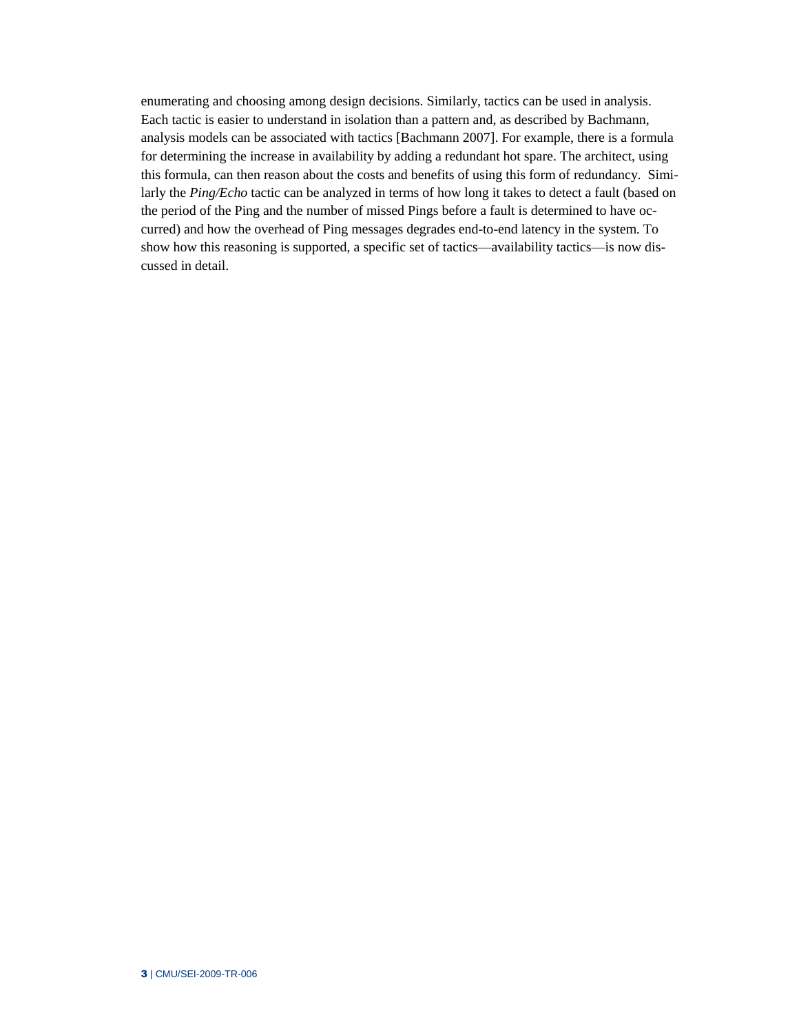enumerating and choosing among design decisions. Similarly, tactics can be used in analysis. Each tactic is easier to understand in isolation than a pattern and, as described by Bachmann, analysis models can be associated with tactics [Bachmann 2007]. For example, there is a formula for determining the increase in availability by adding a redundant hot spare. The architect, using this formula, can then reason about the costs and benefits of using this form of redundancy. Similarly the *Ping/Echo* tactic can be analyzed in terms of how long it takes to detect a fault (based on the period of the Ping and the number of missed Pings before a fault is determined to have occurred) and how the overhead of Ping messages degrades end-to-end latency in the system. To show how this reasoning is supported, a specific set of tactics—availability tactics—is now discussed in detail.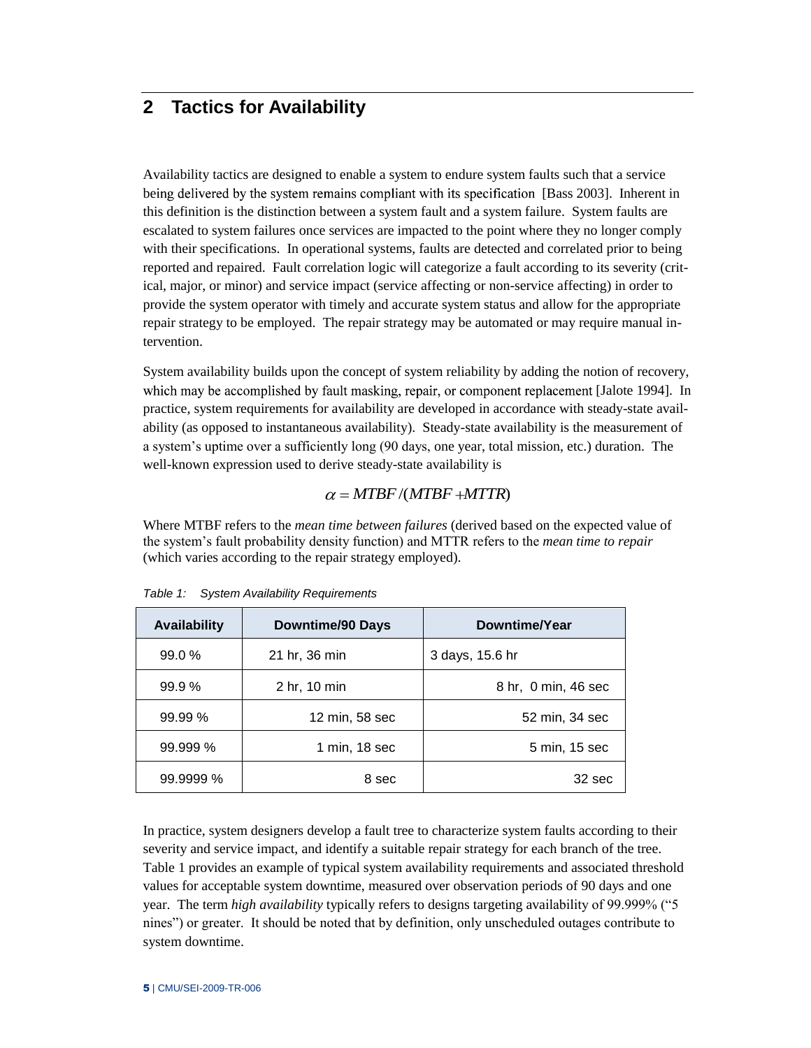# 2 Tactics for Availability

Availability tactics are designed to enable a system to endure system faults such that a service being delivered by the system remains compliant with its specification [Bass 2003]. Inherent in this definition is the distinction between a system fault and a system failure. System faults are escalated to system failures once services are impacted to the point where they no longer comply with their specifications. In operational systems, faults are detected and correlated prior to being reported and repaired. Fault correlation logic will categorize a fault according to its severity (critical, major, or minor) and service impact (service affecting or non-service affecting) in order to provide the system operator with timely and accurate system status and allow for the appropriate repair strategy to be employed. The repair strategy may be automated or may require manual intervention.

System availability builds upon the concept of system reliability by adding the notion of recovery, which may be accomplished by fault masking, repair, or component replacement [Jalote 1994]. In practice, system requirements for availability are developed in accordance with steady-state availability (as opposed to instantaneous availability). Steady-state availability is the measurement of a system's uptime over a sufficiently long (90 days, one year, total mission, etc.) duration. The well-known expression used to derive steady-state availability is

$$\alpha = MTBF/(MTBF + MTTR)$$

Where MTBF refers to the *mean time between failures* (derived based on the expected value of the system's fault probability density function) and MTTR refers to the *mean time to repair* (which varies according to the repair strategy employed).

*Table 1: System Availability Requirements*

| Availability | Downtime/90 Days | Downtime/Year |
|---|---|---|
| 99.0 % | 21 hr, 36 min | 3 days, 15.6 hr |
| 99.9 % | 2 hr, 10 min | 8 hr, 0 min, 46 sec |
| 99.99 % | 12 min, 58 sec | 52 min, 34 sec |
| 99.999 % | 1 min, 18 sec | 5 min, 15 sec |
| 99.9999 % | 8 sec | 32 sec |

In practice, system designers develop a fault tree to characterize system faults according to their severity and service impact, and identify a suitable repair strategy for each branch of the tree. Table 1 provides an example of typical system availability requirements and associated threshold values for acceptable system downtime, measured over observation periods of 90 days and one year. The term *high availability* typically refers to designs targeting availability of 99.999% ("5 nines") or greater. It should be noted that by definition, only unscheduled outages contribute to system downtime.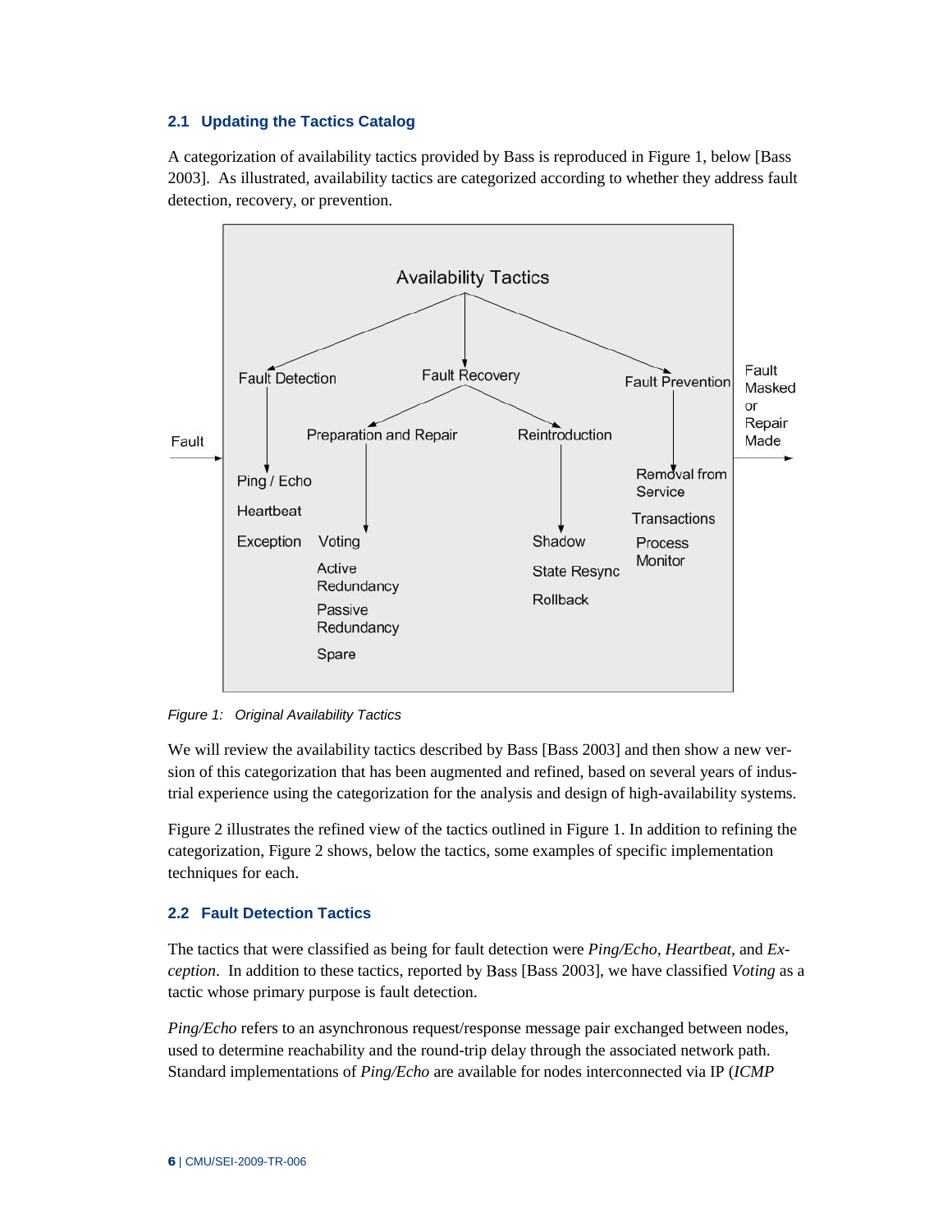## 2.1 Updating the Tactics Catalog

A categorization of availability tactics provided by Bass is reproduced in Figure 1, below [Bass 2003]. As illustrated, availability tactics are categorized according to whether they address fault detection, recovery, or prevention.

- **Availability Tactics**
  - **Fault Detection**
    - Ping / Echo
    - Heartbeat
    - Exception
  - **Fault Recovery**
    - Preparation and Repair
      - Voting
      - Active Redundancy
      - Passive Redundancy
      - Spare
    - Reintroduction
      - Shadow
      - State Resync
      - Rollback
  - **Fault Prevention**
    - Removal from Service
    - Transactions
    - Process Monitor

Fault → Fault Masked or Repair Made

*Figure 1: Original Availability Tactics*

We will review the availability tactics described by Bass [Bass 2003] and then show a new version of this categorization that has been augmented and refined, based on several years of industrial experience using the categorization for the analysis and design of high-availability systems.

Figure 2 illustrates the refined view of the tactics outlined in Figure 1. In addition to refining the categorization, Figure 2 shows, below the tactics, some examples of specific implementation techniques for each.

## 2.2 Fault Detection Tactics

The tactics that were classified as being for fault detection were *Ping/Echo*, *Heartbeat*, and *Exception*. In addition to these tactics, reported by Bass [Bass 2003], we have classified *Voting* as a tactic whose primary purpose is fault detection.

*Ping/Echo* refers to an asynchronous request/response message pair exchanged between nodes, used to determine reachability and the round-trip delay through the associated network path. Standard implementations of *Ping/Echo* are available for nodes interconnected via IP (*ICMP*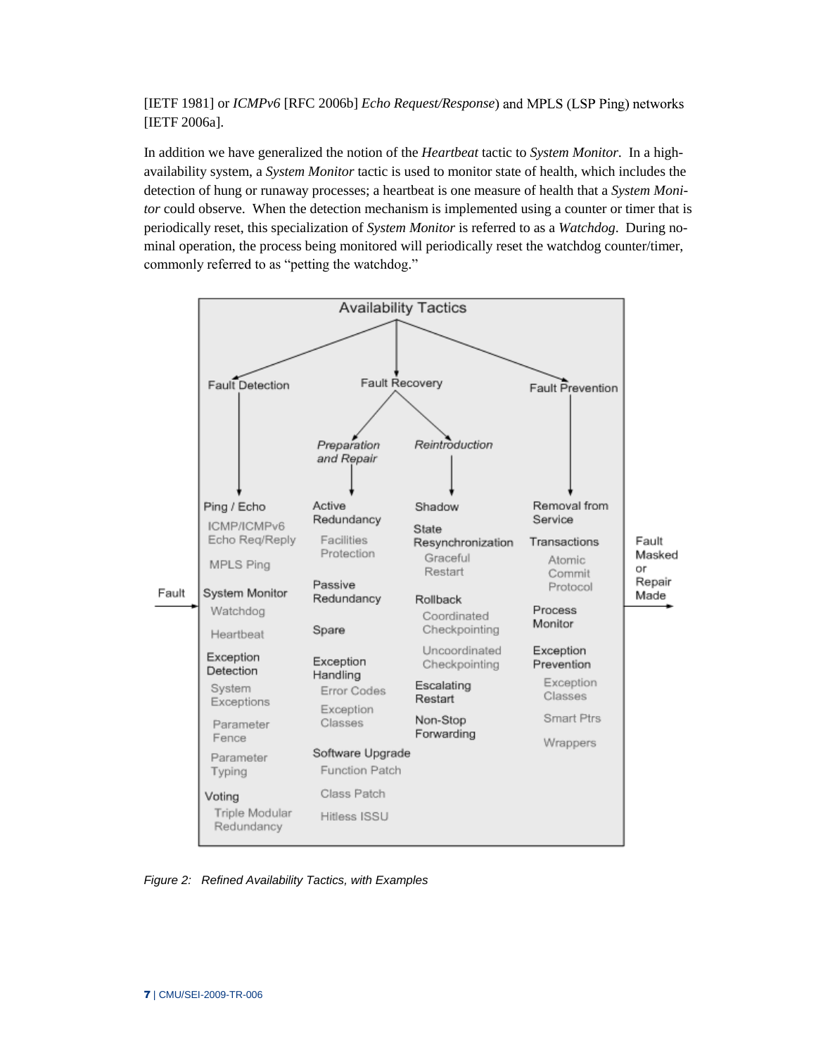[IETF 1981] or *ICMPv6* [RFC 2006b] *Echo Request/Response*) and MPLS (LSP Ping) networks [IETF 2006a].

In addition we have generalized the notion of the *Heartbeat* tactic to *System Monitor*. In a high-availability system, a *System Monitor* tactic is used to monitor state of health, which includes the detection of hung or runaway processes; a heartbeat is one measure of health that a *System Monitor* could observe. When the detection mechanism is implemented using a counter or timer that is periodically reset, this specialization of *System Monitor* is referred to as a *Watchdog*. During nominal operation, the process being monitored will periodically reset the watchdog counter/timer, commonly referred to as "petting the watchdog."

Availability Tactics

- Fault Detection
  - Ping / Echo
    - ICMP/ICMPv6 Echo Req/Reply
    - MPLS Ping
  - System Monitor
    - Watchdog
    - Heartbeat
  - Exception Detection
    - System Exceptions
    - Parameter Fence
    - Parameter Typing
  - Voting
    - Triple Modular Redundancy
- Fault Recovery
  - *Preparation and Repair*
    - Active Redundancy
      - Facilities Protection
    - Passive Redundancy
    - Spare
    - Exception Handling
      - Error Codes
      - Exception Classes
    - Software Upgrade
      - Function Patch
      - Class Patch
      - Hitless ISSU
  - *Reintroduction*
    - Shadow
    - State Resynchronization
      - Graceful Restart
    - Rollback
      - Coordinated Checkpointing
      - Uncoordinated Checkpointing
    - Escalating Restart
    - Non-Stop Forwarding
- Fault Prevention
  - Removal from Service
  - Transactions
    - Atomic Commit Protocol
  - Process Monitor
  - Exception Prevention
    - Exception Classes
    - Smart Ptrs
    - Wrappers

Fault → [Availability Tactics] → Fault Masked or Repair Made

*Figure 2: Refined Availability Tactics, with Examples*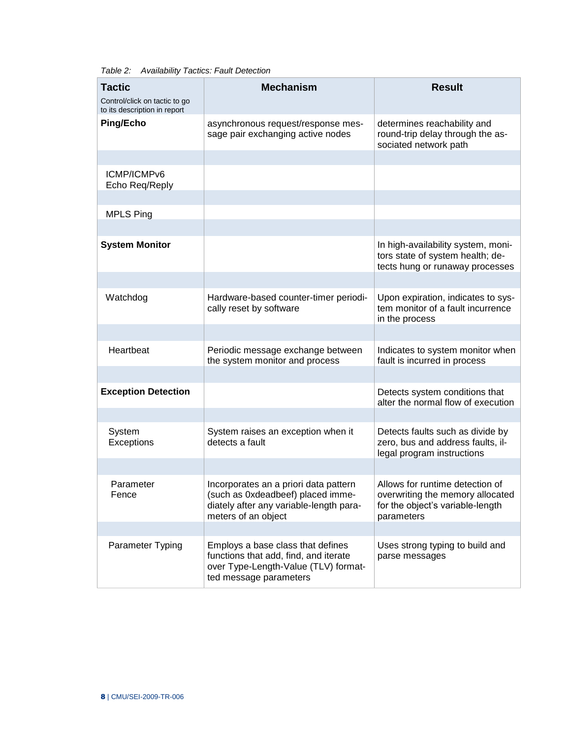*Table 2: Availability Tactics: Fault Detection*

| **Tactic**<br>Control/click on tactic to go to its description in report | **Mechanism** | **Result** |
|---|---|---|
| **Ping/Echo** | asynchronous request/response message pair exchanging active nodes | determines reachability and round-trip delay through the associated network path |
| ICMP/ICMPv6 Echo Req/Reply | | |
| MPLS Ping | | |
| **System Monitor** | | In high-availability system, monitors state of system health; detects hung or runaway processes |
| Watchdog | Hardware-based counter-timer periodically reset by software | Upon expiration, indicates to system monitor of a fault incurrence in the process |
| Heartbeat | Periodic message exchange between the system monitor and process | Indicates to system monitor when fault is incurred in process |
| **Exception Detection** | | Detects system conditions that alter the normal flow of execution |
| System Exceptions | System raises an exception when it detects a fault | Detects faults such as divide by zero, bus and address faults, illegal program instructions |
| Parameter Fence | Incorporates an a priori data pattern (such as 0xdeadbeef) placed immediately after any variable-length parameters of an object | Allows for runtime detection of overwriting the memory allocated for the object's variable-length parameters |
| Parameter Typing | Employs a base class that defines functions that add, find, and iterate over Type-Length-Value (TLV) formatted message parameters | Uses strong typing to build and parse messages |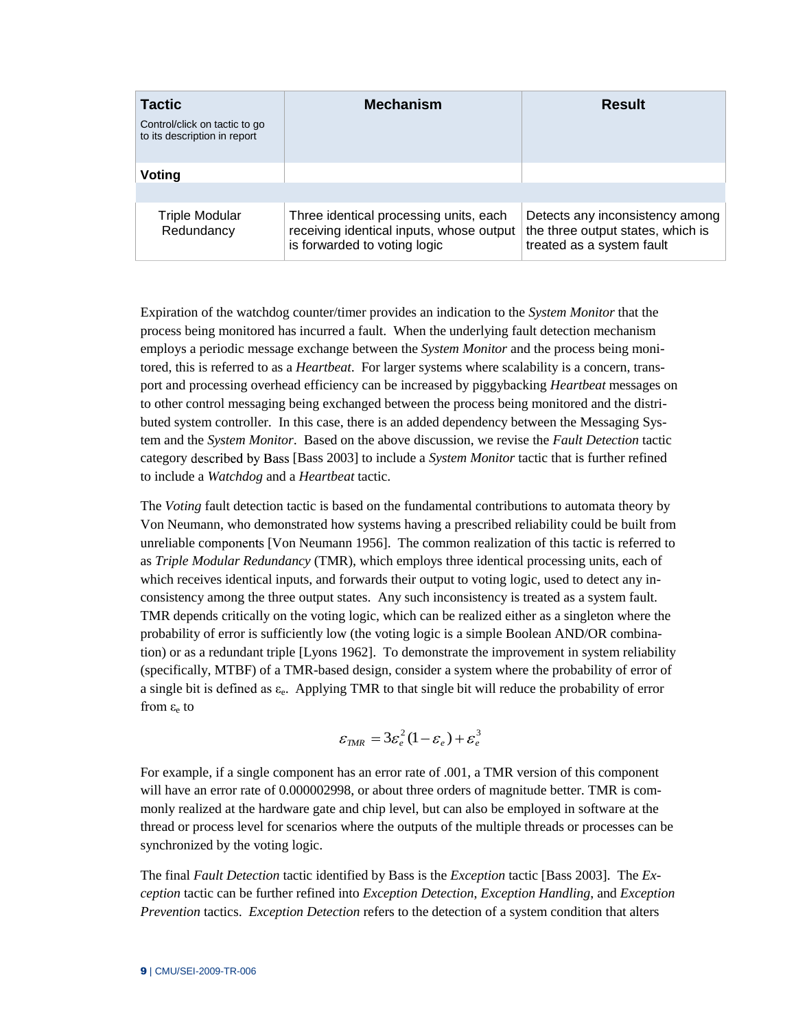| Tactic<br>Control/click on tactic to go to its description in report | Mechanism | Result |
| --- | --- | --- |
| **Voting** | | |
| | | |
| Triple Modular Redundancy | Three identical processing units, each receiving identical inputs, whose output is forwarded to voting logic | Detects any inconsistency among the three output states, which is treated as a system fault |

Expiration of the watchdog counter/timer provides an indication to the *System Monitor* that the process being monitored has incurred a fault. When the underlying fault detection mechanism employs a periodic message exchange between the *System Monitor* and the process being monitored, this is referred to as a *Heartbeat*. For larger systems where scalability is a concern, transport and processing overhead efficiency can be increased by piggybacking *Heartbeat* messages on to other control messaging being exchanged between the process being monitored and the distributed system controller. In this case, there is an added dependency between the Messaging System and the *System Monitor*. Based on the above discussion, we revise the *Fault Detection* tactic category described by Bass [Bass 2003] to include a *System Monitor* tactic that is further refined to include a *Watchdog* and a *Heartbeat* tactic.

The *Voting* fault detection tactic is based on the fundamental contributions to automata theory by Von Neumann, who demonstrated how systems having a prescribed reliability could be built from unreliable components [Von Neumann 1956]. The common realization of this tactic is referred to as *Triple Modular Redundancy* (TMR), which employs three identical processing units, each of which receives identical inputs, and forwards their output to voting logic, used to detect any inconsistency among the three output states. Any such inconsistency is treated as a system fault. TMR depends critically on the voting logic, which can be realized either as a singleton where the probability of error is sufficiently low (the voting logic is a simple Boolean AND/OR combination) or as a redundant triple [Lyons 1962]. To demonstrate the improvement in system reliability (specifically, MTBF) of a TMR-based design, consider a system where the probability of error of a single bit is defined as $\varepsilon_e$. Applying TMR to that single bit will reduce the probability of error from $\varepsilon_e$ to

$$\varepsilon_{TMR} = 3\varepsilon_e^2(1-\varepsilon_e) + \varepsilon_e^3$$

For example, if a single component has an error rate of .001, a TMR version of this component will have an error rate of 0.000002998, or about three orders of magnitude better. TMR is commonly realized at the hardware gate and chip level, but can also be employed in software at the thread or process level for scenarios where the outputs of the multiple threads or processes can be synchronized by the voting logic.

The final *Fault Detection* tactic identified by Bass is the *Exception* tactic [Bass 2003]. The *Exception* tactic can be further refined into *Exception Detection*, *Exception Handling*, and *Exception Prevention* tactics. *Exception Detection* refers to the detection of a system condition that alters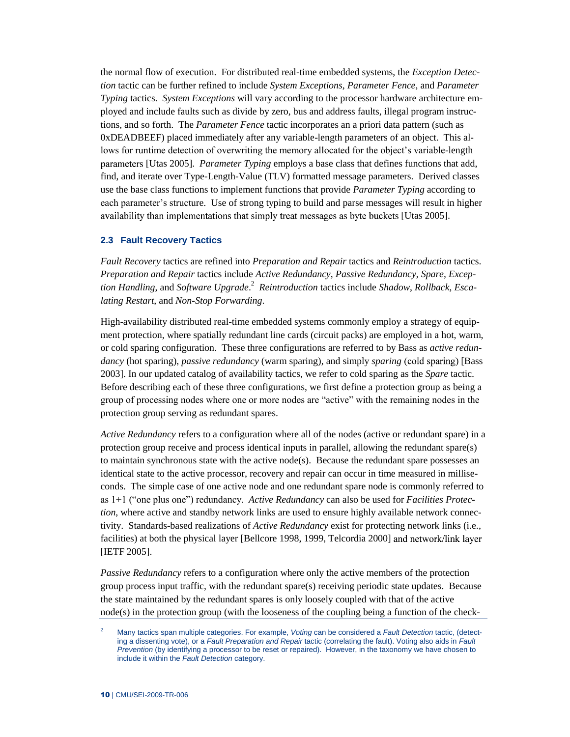the normal flow of execution. For distributed real-time embedded systems, the *Exception Detection* tactic can be further refined to include *System Exceptions*, *Parameter Fence*, and *Parameter Typing* tactics. *System Exceptions* will vary according to the processor hardware architecture employed and include faults such as divide by zero, bus and address faults, illegal program instructions, and so forth. The *Parameter Fence* tactic incorporates an a priori data pattern (such as 0xDEADBEEF) placed immediately after any variable-length parameters of an object. This allows for runtime detection of overwriting the memory allocated for the object's variable-length parameters [Utas 2005]. *Parameter Typing* employs a base class that defines functions that add, find, and iterate over Type-Length-Value (TLV) formatted message parameters. Derived classes use the base class functions to implement functions that provide *Parameter Typing* according to each parameter's structure. Use of strong typing to build and parse messages will result in higher availability than implementations that simply treat messages as byte buckets [Utas 2005].

### 2.3 Fault Recovery Tactics

*Fault Recovery* tactics are refined into *Preparation and Repair* tactics and *Reintroduction* tactics. *Preparation and Repair* tactics include *Active Redundancy*, *Passive Redundancy*, *Spare*, *Exception Handling*, and *Software Upgrade*.[2] *Reintroduction* tactics include *Shadow*, *Rollback*, *Escalating Restart*, and *Non-Stop Forwarding*.

High-availability distributed real-time embedded systems commonly employ a strategy of equipment protection, where spatially redundant line cards (circuit packs) are employed in a hot, warm, or cold sparing configuration. These three configurations are referred to by Bass as *active redundancy* (hot sparing), *passive redundancy* (warm sparing), and simply *sparing* (cold sparing) [Bass 2003]. In our updated catalog of availability tactics, we refer to cold sparing as the *Spare* tactic. Before describing each of these three configurations, we first define a protection group as being a group of processing nodes where one or more nodes are "active" with the remaining nodes in the protection group serving as redundant spares.

*Active Redundancy* refers to a configuration where all of the nodes (active or redundant spare) in a protection group receive and process identical inputs in parallel, allowing the redundant spare(s) to maintain synchronous state with the active node(s). Because the redundant spare possesses an identical state to the active processor, recovery and repair can occur in time measured in milliseconds. The simple case of one active node and one redundant spare node is commonly referred to as 1+1 ("one plus one") redundancy. *Active Redundancy* can also be used for *Facilities Protection*, where active and standby network links are used to ensure highly available network connectivity. Standards-based realizations of *Active Redundancy* exist for protecting network links (i.e., facilities) at both the physical layer [Bellcore 1998, 1999, Telcordia 2000] and network/link layer [IETF 2005].

*Passive Redundancy* refers to a configuration where only the active members of the protection group process input traffic, with the redundant spare(s) receiving periodic state updates. Because the state maintained by the redundant spares is only loosely coupled with that of the active node(s) in the protection group (with the looseness of the coupling being a function of the check-

---

[2] Many tactics span multiple categories. For example, *Voting* can be considered a *Fault Detection* tactic, (detecting a dissenting vote), or a *Fault Preparation and Repair* tactic (correlating the fault). Voting also aids in *Fault Prevention* (by identifying a processor to be reset or repaired). However, in the taxonomy we have chosen to include it within the *Fault Detection* category.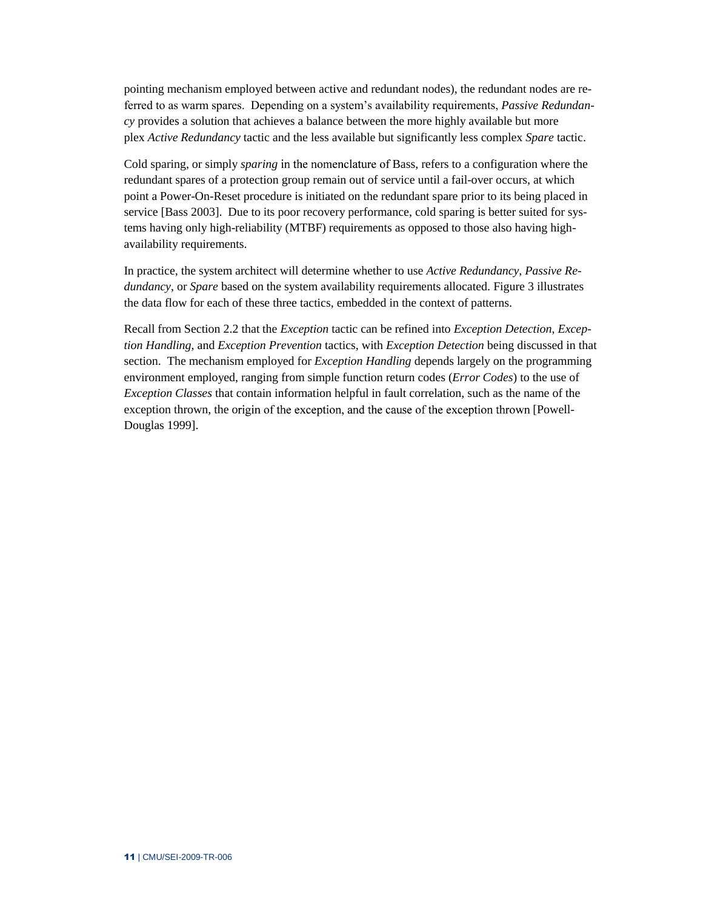pointing mechanism employed between active and redundant nodes), the redundant nodes are referred to as warm spares. Depending on a system's availability requirements, *Passive Redundancy* provides a solution that achieves a balance between the more highly available but more plex *Active Redundancy* tactic and the less available but significantly less complex *Spare* tactic.

Cold sparing, or simply *sparing* in the nomenclature of Bass, refers to a configuration where the redundant spares of a protection group remain out of service until a fail-over occurs, at which point a Power-On-Reset procedure is initiated on the redundant spare prior to its being placed in service [Bass 2003]. Due to its poor recovery performance, cold sparing is better suited for systems having only high-reliability (MTBF) requirements as opposed to those also having high-availability requirements.

In practice, the system architect will determine whether to use *Active Redundancy*, *Passive Redundancy*, or *Spare* based on the system availability requirements allocated. Figure 3 illustrates the data flow for each of these three tactics, embedded in the context of patterns.

Recall from Section 2.2 that the *Exception* tactic can be refined into *Exception Detection*, *Exception Handling*, and *Exception Prevention* tactics, with *Exception Detection* being discussed in that section. The mechanism employed for *Exception Handling* depends largely on the programming environment employed, ranging from simple function return codes (*Error Codes*) to the use of *Exception Classes* that contain information helpful in fault correlation, such as the name of the exception thrown, the origin of the exception, and the cause of the exception thrown [Powell-Douglas 1999].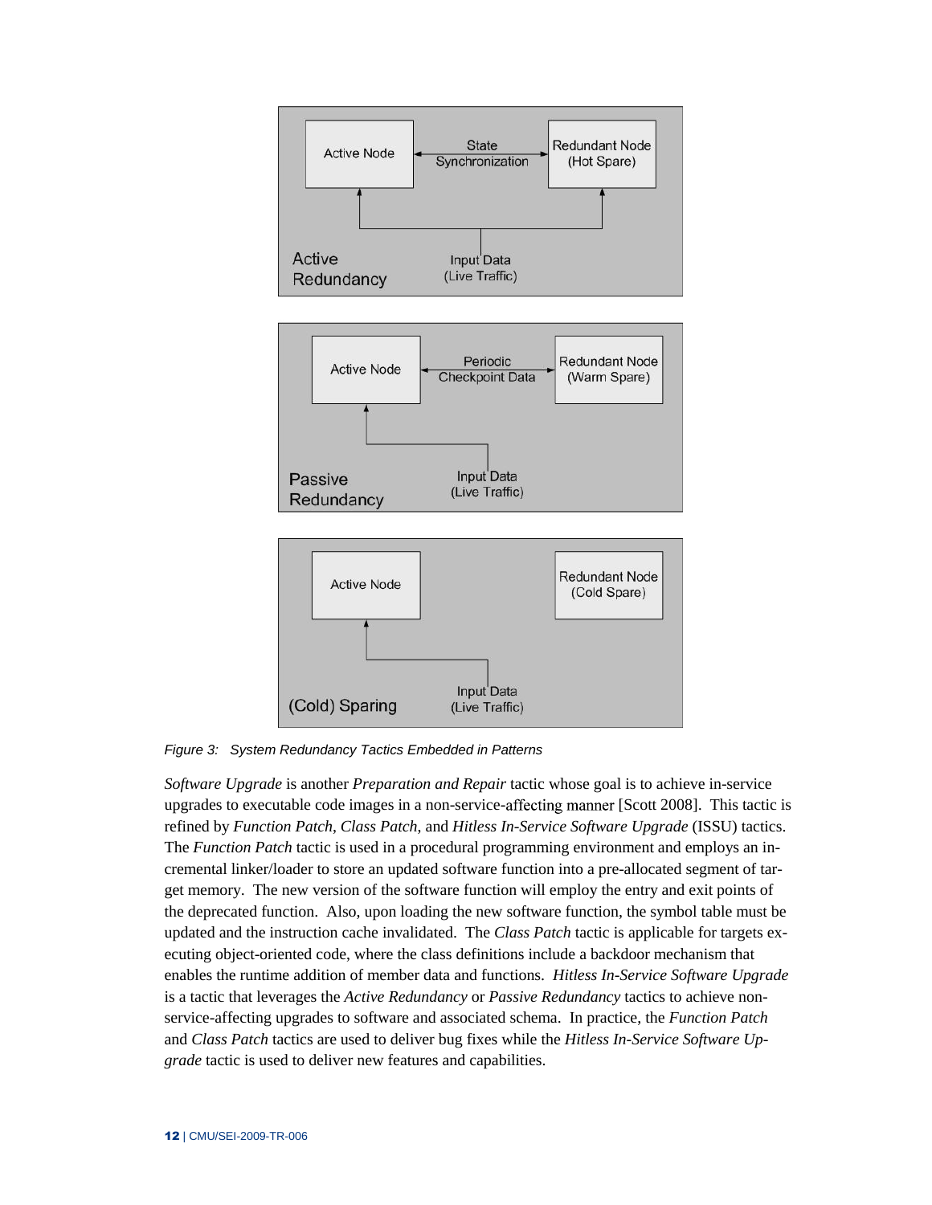Figure 3: System Redundancy Tactics Embedded in Patterns

*Software Upgrade* is another *Preparation and Repair* tactic whose goal is to achieve in-service upgrades to executable code images in a non-service-affecting manner [Scott 2008]. This tactic is refined by *Function Patch*, *Class Patch*, and *Hitless In-Service Software Upgrade* (ISSU) tactics. The *Function Patch* tactic is used in a procedural programming environment and employs an incremental linker/loader to store an updated software function into a pre-allocated segment of target memory. The new version of the software function will employ the entry and exit points of the deprecated function. Also, upon loading the new software function, the symbol table must be updated and the instruction cache invalidated. The *Class Patch* tactic is applicable for targets executing object-oriented code, where the class definitions include a backdoor mechanism that enables the runtime addition of member data and functions. *Hitless In-Service Software Upgrade* is a tactic that leverages the *Active Redundancy* or *Passive Redundancy* tactics to achieve non-service-affecting upgrades to software and associated schema. In practice, the *Function Patch* and *Class Patch* tactics are used to deliver bug fixes while the *Hitless In-Service Software Upgrade* tactic is used to deliver new features and capabilities.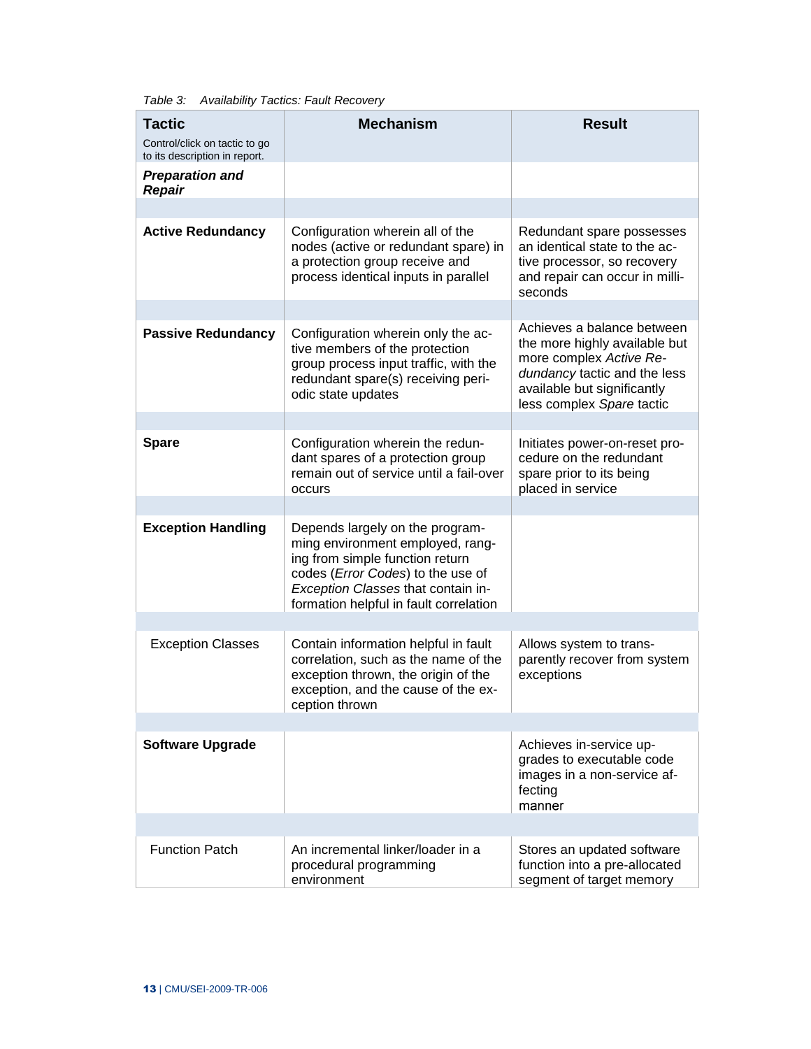*Table 3: Availability Tactics: Fault Recovery*

| **Tactic**<br>Control/click on tactic to go to its description in report. | **Mechanism** | **Result** |
|---|---|---|
| ***Preparation and Repair*** | | |
| **Active Redundancy** | Configuration wherein all of the nodes (active or redundant spare) in a protection group receive and process identical inputs in parallel | Redundant spare possesses an identical state to the active processor, so recovery and repair can occur in milliseconds |
| **Passive Redundancy** | Configuration wherein only the active members of the protection group process input traffic, with the redundant spare(s) receiving periodic state updates | Achieves a balance between the more highly available but more complex *Active Redundancy* tactic and the less available but significantly less complex *Spare* tactic |
| **Spare** | Configuration wherein the redundant spares of a protection group remain out of service until a fail-over occurs | Initiates power-on-reset procedure on the redundant spare prior to its being placed in service |
| **Exception Handling** | Depends largely on the programming environment employed, ranging from simple function return codes (*Error Codes*) to the use of *Exception Classes* that contain information helpful in fault correlation | |
| Exception Classes | Contain information helpful in fault correlation, such as the name of the exception thrown, the origin of the exception, and the cause of the exception thrown | Allows system to transparently recover from system exceptions |
| **Software Upgrade** | | Achieves in-service upgrades to executable code images in a non-service affecting manner |
| Function Patch | An incremental linker/loader in a procedural programming environment | Stores an updated software function into a pre-allocated segment of target memory |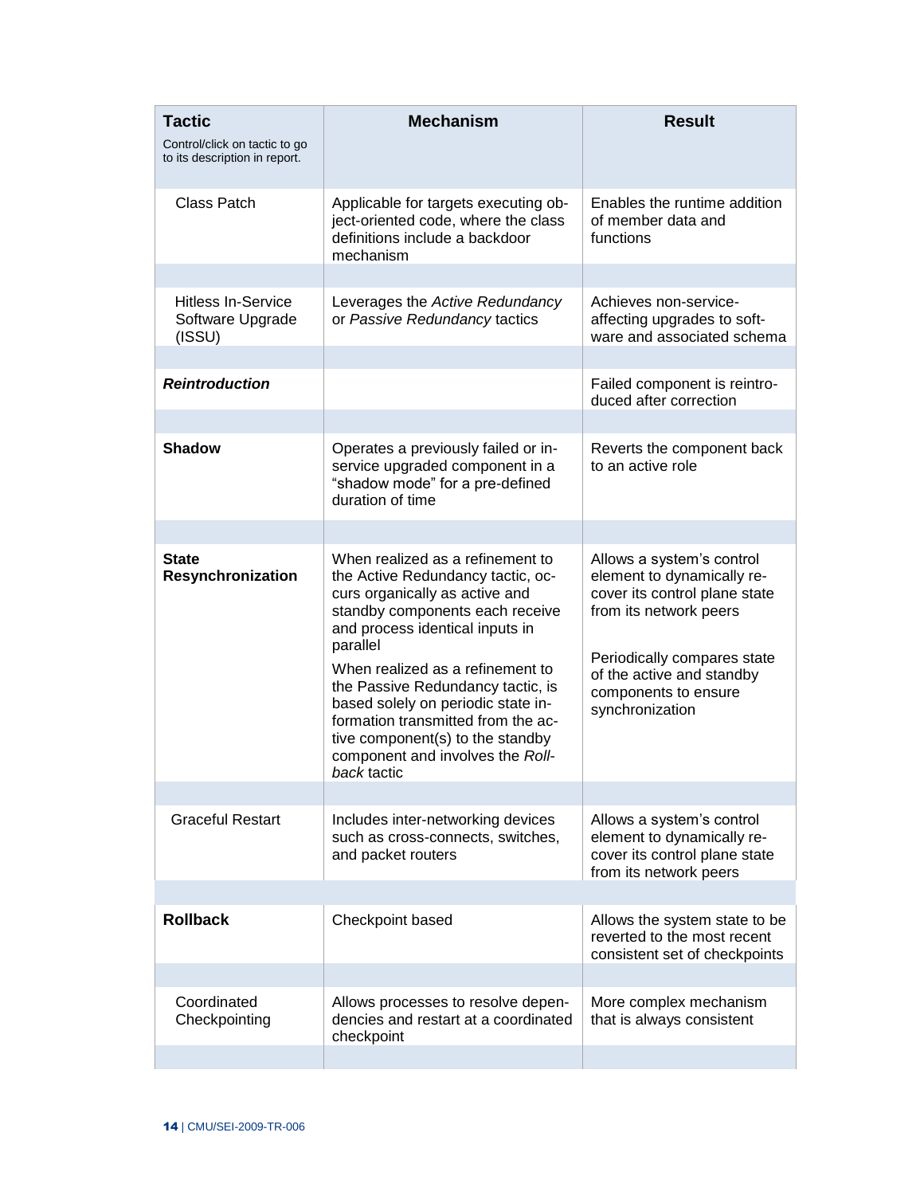| **Tactic**<br>Control/click on tactic to go to its description in report. | **Mechanism** | **Result** |
|---|---|---|
| Class Patch | Applicable for targets executing object-oriented code, where the class definitions include a backdoor mechanism | Enables the runtime addition of member data and functions |
| | | |
| Hitless In-Service Software Upgrade (ISSU) | Leverages the *Active Redundancy* or *Passive Redundancy* tactics | Achieves non-service-affecting upgrades to software and associated schema |
| | | |
| ***Reintroduction*** | | Failed component is reintroduced after correction |
| | | |
| **Shadow** | Operates a previously failed or in-service upgraded component in a "shadow mode" for a pre-defined duration of time | Reverts the component back to an active role |
| | | |
| **State Resynchronization** | When realized as a refinement to the Active Redundancy tactic, occurs organically as active and standby components each receive and process identical inputs in parallel<br><br>When realized as a refinement to the Passive Redundancy tactic, is based solely on periodic state information transmitted from the active component(s) to the standby component and involves the *Rollback* tactic | Allows a system's control element to dynamically recover its control plane state from its network peers<br><br>Periodically compares state of the active and standby components to ensure synchronization |
| | | |
| Graceful Restart | Includes inter-networking devices such as cross-connects, switches, and packet routers | Allows a system's control element to dynamically recover its control plane state from its network peers |
| | | |
| **Rollback** | Checkpoint based | Allows the system state to be reverted to the most recent consistent set of checkpoints |
| | | |
| Coordinated Checkpointing | Allows processes to resolve dependencies and restart at a coordinated checkpoint | More complex mechanism that is always consistent |
| | | |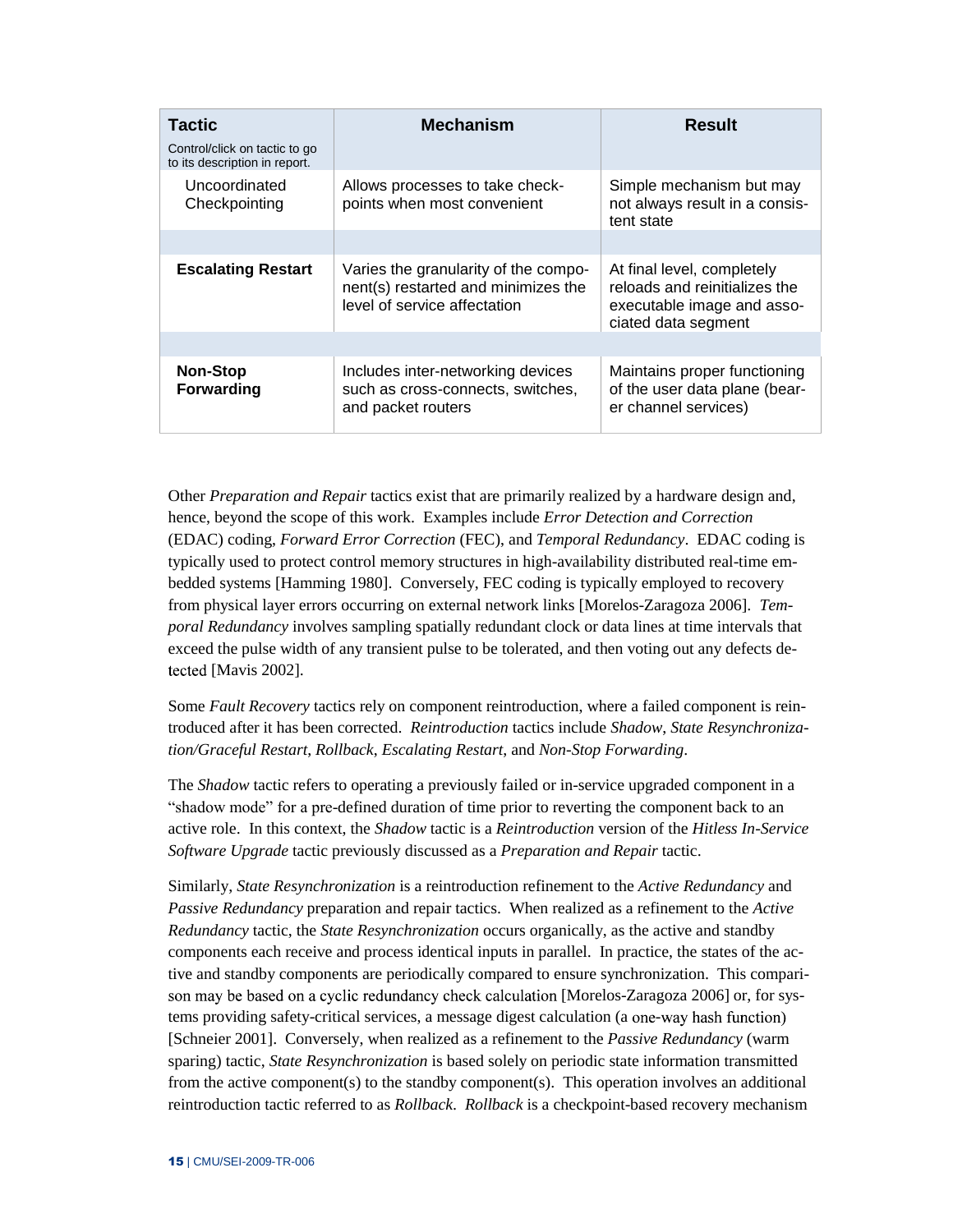| **Tactic**<br>Control/click on tactic to go to its description in report. | **Mechanism** | **Result** |
|---|---|---|
| Uncoordinated Checkpointing | Allows processes to take check-points when most convenient | Simple mechanism but may not always result in a consis-tent state |
| | | |
| **Escalating Restart** | Varies the granularity of the compo-nent(s) restarted and minimizes the level of service affectation | At final level, completely reloads and reinitializes the executable image and asso-ciated data segment |
| | | |
| **Non-Stop Forwarding** | Includes inter-networking devices such as cross-connects, switches, and packet routers | Maintains proper functioning of the user data plane (bear-er channel services) |

Other *Preparation and Repair* tactics exist that are primarily realized by a hardware design and, hence, beyond the scope of this work. Examples include *Error Detection and Correction* (EDAC) coding, *Forward Error Correction* (FEC), and *Temporal Redundancy*. EDAC coding is typically used to protect control memory structures in high-availability distributed real-time embedded systems [Hamming 1980]. Conversely, FEC coding is typically employed to recovery from physical layer errors occurring on external network links [Morelos-Zaragoza 2006]. *Temporal Redundancy* involves sampling spatially redundant clock or data lines at time intervals that exceed the pulse width of any transient pulse to be tolerated, and then voting out any defects detected [Mavis 2002].

Some *Fault Recovery* tactics rely on component reintroduction, where a failed component is reintroduced after it has been corrected. *Reintroduction* tactics include *Shadow*, *State Resynchronization/Graceful Restart*, *Rollback*, *Escalating Restart*, and *Non-Stop Forwarding*.

The *Shadow* tactic refers to operating a previously failed or in-service upgraded component in a "shadow mode" for a pre-defined duration of time prior to reverting the component back to an active role. In this context, the *Shadow* tactic is a *Reintroduction* version of the *Hitless In-Service Software Upgrade* tactic previously discussed as a *Preparation and Repair* tactic.

Similarly, *State Resynchronization* is a reintroduction refinement to the *Active Redundancy* and *Passive Redundancy* preparation and repair tactics. When realized as a refinement to the *Active Redundancy* tactic, the *State Resynchronization* occurs organically, as the active and standby components each receive and process identical inputs in parallel. In practice, the states of the active and standby components are periodically compared to ensure synchronization. This comparison may be based on a cyclic redundancy check calculation [Morelos-Zaragoza 2006] or, for systems providing safety-critical services, a message digest calculation (a one-way hash function) [Schneier 2001]. Conversely, when realized as a refinement to the *Passive Redundancy* (warm sparing) tactic, *State Resynchronization* is based solely on periodic state information transmitted from the active component(s) to the standby component(s). This operation involves an additional reintroduction tactic referred to as *Rollback*. *Rollback* is a checkpoint-based recovery mechanism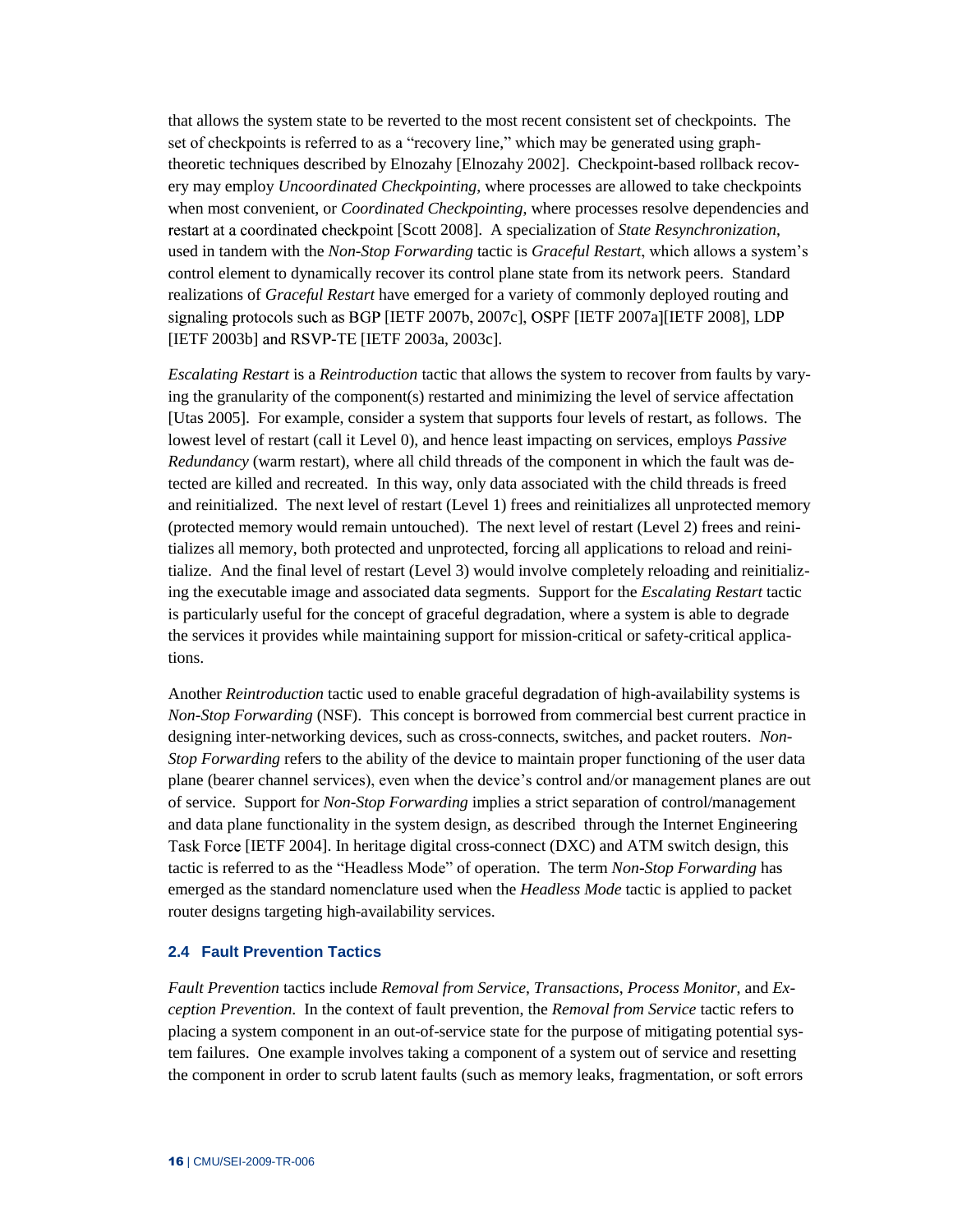that allows the system state to be reverted to the most recent consistent set of checkpoints. The set of checkpoints is referred to as a "recovery line," which may be generated using graph-theoretic techniques described by Elnozahy [Elnozahy 2002]. Checkpoint-based rollback recovery may employ *Uncoordinated Checkpointing*, where processes are allowed to take checkpoints when most convenient, or *Coordinated Checkpointing*, where processes resolve dependencies and restart at a coordinated checkpoint [Scott 2008]. A specialization of *State Resynchronization*, used in tandem with the *Non-Stop Forwarding* tactic is *Graceful Restart*, which allows a system's control element to dynamically recover its control plane state from its network peers. Standard realizations of *Graceful Restart* have emerged for a variety of commonly deployed routing and signaling protocols such as BGP [IETF 2007b, 2007c], OSPF [IETF 2007a][IETF 2008], LDP [IETF 2003b] and RSVP-TE [IETF 2003a, 2003c].

*Escalating Restart* is a *Reintroduction* tactic that allows the system to recover from faults by varying the granularity of the component(s) restarted and minimizing the level of service affectation [Utas 2005]. For example, consider a system that supports four levels of restart, as follows. The lowest level of restart (call it Level 0), and hence least impacting on services, employs *Passive Redundancy* (warm restart), where all child threads of the component in which the fault was detected are killed and recreated. In this way, only data associated with the child threads is freed and reinitialized. The next level of restart (Level 1) frees and reinitializes all unprotected memory (protected memory would remain untouched). The next level of restart (Level 2) frees and reinitializes all memory, both protected and unprotected, forcing all applications to reload and reinitialize. And the final level of restart (Level 3) would involve completely reloading and reinitializing the executable image and associated data segments. Support for the *Escalating Restart* tactic is particularly useful for the concept of graceful degradation, where a system is able to degrade the services it provides while maintaining support for mission-critical or safety-critical applications.

Another *Reintroduction* tactic used to enable graceful degradation of high-availability systems is *Non-Stop Forwarding* (NSF). This concept is borrowed from commercial best current practice in designing inter-networking devices, such as cross-connects, switches, and packet routers. *Non-Stop Forwarding* refers to the ability of the device to maintain proper functioning of the user data plane (bearer channel services), even when the device's control and/or management planes are out of service. Support for *Non-Stop Forwarding* implies a strict separation of control/management and data plane functionality in the system design, as described through the Internet Engineering Task Force [IETF 2004]. In heritage digital cross-connect (DXC) and ATM switch design, this tactic is referred to as the "Headless Mode" of operation. The term *Non-Stop Forwarding* has emerged as the standard nomenclature used when the *Headless Mode* tactic is applied to packet router designs targeting high-availability services.

### 2.4 Fault Prevention Tactics

*Fault Prevention* tactics include *Removal from Service*, *Transactions*, *Process Monitor*, and *Exception Prevention*. In the context of fault prevention, the *Removal from Service* tactic refers to placing a system component in an out-of-service state for the purpose of mitigating potential system failures. One example involves taking a component of a system out of service and resetting the component in order to scrub latent faults (such as memory leaks, fragmentation, or soft errors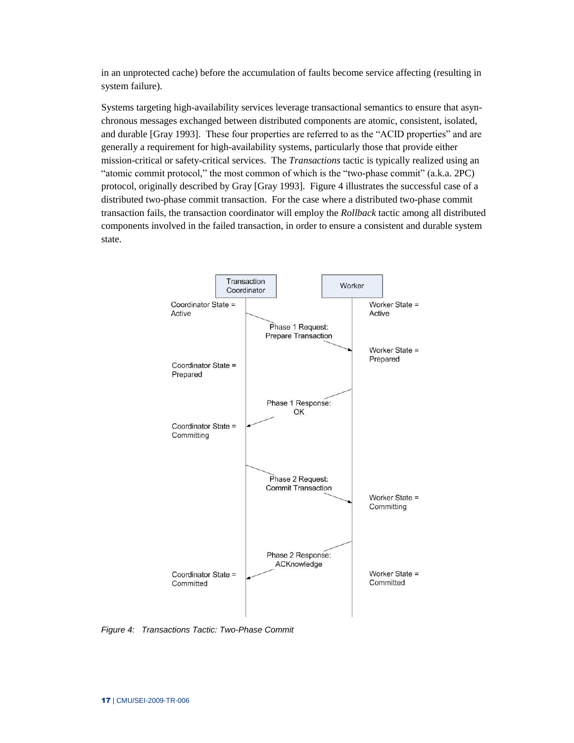in an unprotected cache) before the accumulation of faults become service affecting (resulting in system failure).

Systems targeting high-availability services leverage transactional semantics to ensure that asynchronous messages exchanged between distributed components are atomic, consistent, isolated, and durable [Gray 1993]. These four properties are referred to as the "ACID properties" and are generally a requirement for high-availability systems, particularly those that provide either mission-critical or safety-critical services. The *Transactions* tactic is typically realized using an "atomic commit protocol," the most common of which is the "two-phase commit" (a.k.a. 2PC) protocol, originally described by Gray [Gray 1993]. Figure 4 illustrates the successful case of a distributed two-phase commit transaction. For the case where a distributed two-phase commit transaction fails, the transaction coordinator will employ the *Rollback* tactic among all distributed components involved in the failed transaction, in order to ensure a consistent and durable system state.

Transaction Coordinator | Worker

Coordinator State = Active | Worker State = Active

Phase 1 Request: Prepare Transaction

Worker State = Prepared

Coordinator State = Prepared

Phase 1 Response: OK

Coordinator State = Committing

Phase 2 Request: Commit Transaction

Worker State = Committing

Phase 2 Response: ACKnowledge

Coordinator State = Committed | Worker State = Committed

*Figure 4: Transactions Tactic: Two-Phase Commit*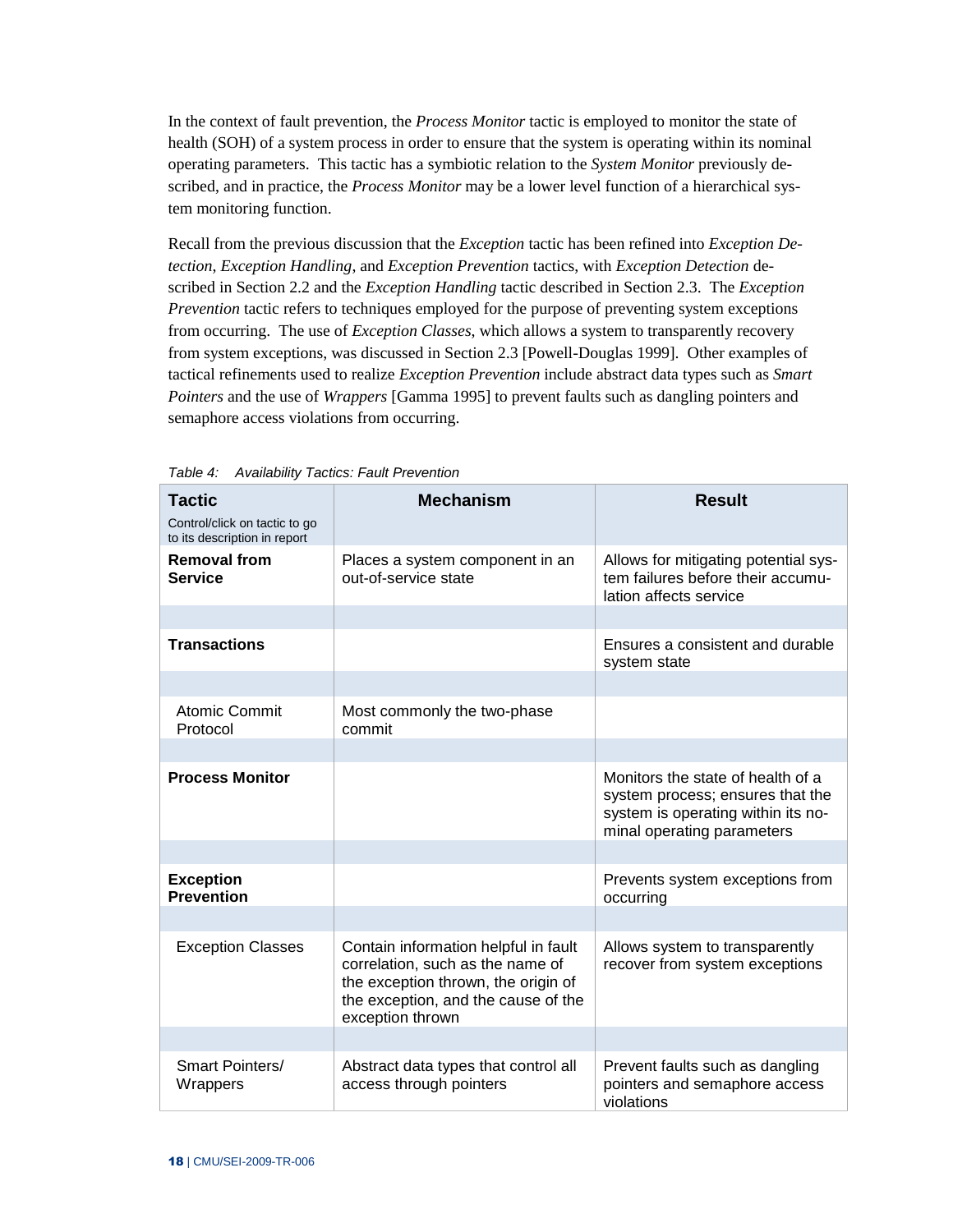In the context of fault prevention, the *Process Monitor* tactic is employed to monitor the state of health (SOH) of a system process in order to ensure that the system is operating within its nominal operating parameters. This tactic has a symbiotic relation to the *System Monitor* previously described, and in practice, the *Process Monitor* may be a lower level function of a hierarchical system monitoring function.

Recall from the previous discussion that the *Exception* tactic has been refined into *Exception Detection*, *Exception Handling*, and *Exception Prevention* tactics, with *Exception Detection* described in Section 2.2 and the *Exception Handling* tactic described in Section 2.3. The *Exception Prevention* tactic refers to techniques employed for the purpose of preventing system exceptions from occurring. The use of *Exception Classes*, which allows a system to transparently recovery from system exceptions, was discussed in Section 2.3 [Powell-Douglas 1999]. Other examples of tactical refinements used to realize *Exception Prevention* include abstract data types such as *Smart Pointers* and the use of *Wrappers* [Gamma 1995] to prevent faults such as dangling pointers and semaphore access violations from occurring.

*Table 4: Availability Tactics: Fault Prevention*

| **Tactic** Control/click on tactic to go to its description in report | **Mechanism** | **Result** |
|---|---|---|
| **Removal from Service** | Places a system component in an out-of-service state | Allows for mitigating potential system failures before their accumulation affects service |
| **Transactions** | | Ensures a consistent and durable system state |
| Atomic Commit Protocol | Most commonly the two-phase commit | |
| **Process Monitor** | | Monitors the state of health of a system process; ensures that the system is operating within its nominal operating parameters |
| **Exception Prevention** | | Prevents system exceptions from occurring |
| Exception Classes | Contain information helpful in fault correlation, such as the name of the exception thrown, the origin of the exception, and the cause of the exception thrown | Allows system to transparently recover from system exceptions |
| Smart Pointers/ Wrappers | Abstract data types that control all access through pointers | Prevent faults such as dangling pointers and semaphore access violations |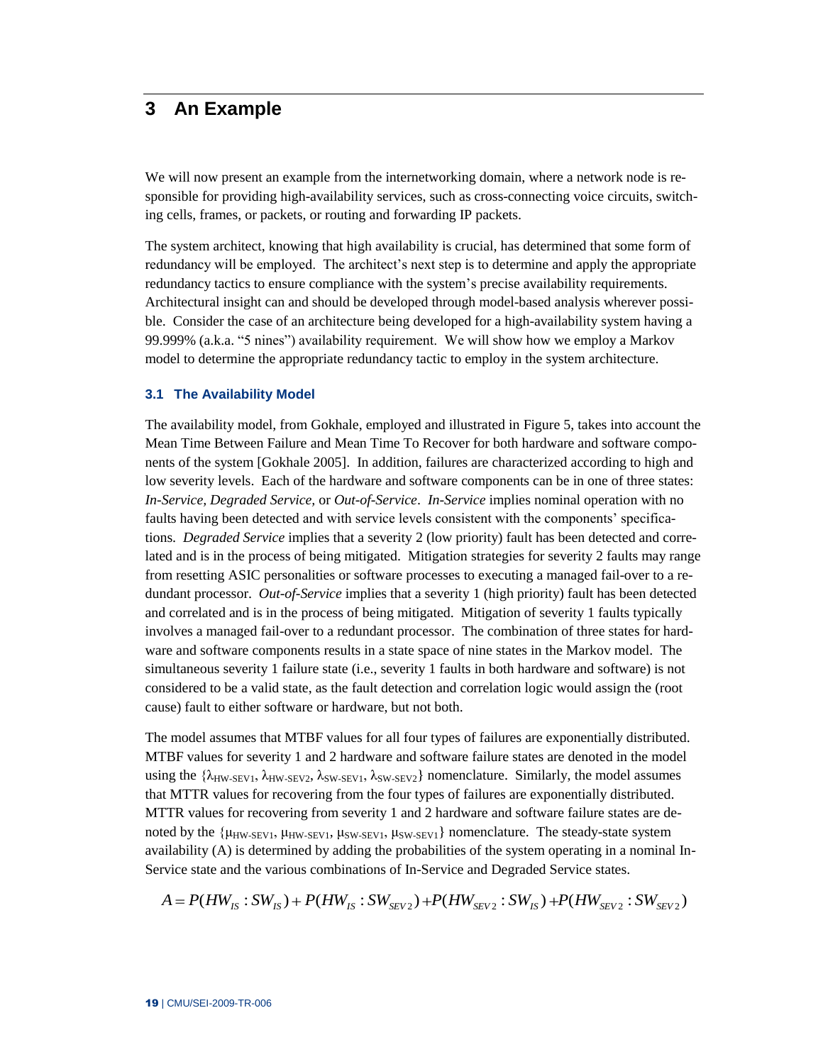# 3 An Example

We will now present an example from the internetworking domain, where a network node is responsible for providing high-availability services, such as cross-connecting voice circuits, switching cells, frames, or packets, or routing and forwarding IP packets.

The system architect, knowing that high availability is crucial, has determined that some form of redundancy will be employed. The architect's next step is to determine and apply the appropriate redundancy tactics to ensure compliance with the system's precise availability requirements. Architectural insight can and should be developed through model-based analysis wherever possible. Consider the case of an architecture being developed for a high-availability system having a 99.999% (a.k.a. "5 nines") availability requirement. We will show how we employ a Markov model to determine the appropriate redundancy tactic to employ in the system architecture.

### 3.1 The Availability Model

The availability model, from Gokhale, employed and illustrated in Figure 5, takes into account the Mean Time Between Failure and Mean Time To Recover for both hardware and software components of the system [Gokhale 2005]. In addition, failures are characterized according to high and low severity levels. Each of the hardware and software components can be in one of three states: *In-Service, Degraded Service,* or *Out-of-Service*. *In-Service* implies nominal operation with no faults having been detected and with service levels consistent with the components' specifications. *Degraded Service* implies that a severity 2 (low priority) fault has been detected and correlated and is in the process of being mitigated. Mitigation strategies for severity 2 faults may range from resetting ASIC personalities or software processes to executing a managed fail-over to a redundant processor. *Out-of-Service* implies that a severity 1 (high priority) fault has been detected and correlated and is in the process of being mitigated. Mitigation of severity 1 faults typically involves a managed fail-over to a redundant processor. The combination of three states for hardware and software components results in a state space of nine states in the Markov model. The simultaneous severity 1 failure state (i.e., severity 1 faults in both hardware and software) is not considered to be a valid state, as the fault detection and correlation logic would assign the (root cause) fault to either software or hardware, but not both.

The model assumes that MTBF values for all four types of failures are exponentially distributed. MTBF values for severity 1 and 2 hardware and software failure states are denoted in the model using the $\{\lambda_{HW\text{-}SEV1}, \lambda_{HW\text{-}SEV2}, \lambda_{SW\text{-}SEV1}, \lambda_{SW\text{-}SEV2}\}$ nomenclature. Similarly, the model assumes that MTTR values for recovering from the four types of failures are exponentially distributed. MTTR values for recovering from severity 1 and 2 hardware and software failure states are denoted by the $\{\mu_{HW\text{-}SEV1}, \mu_{HW\text{-}SEV1}, \mu_{SW\text{-}SEV1}, \mu_{SW\text{-}SEV1}\}$ nomenclature. The steady-state system availability (A) is determined by adding the probabilities of the system operating in a nominal In-Service state and the various combinations of In-Service and Degraded Service states.

$$A = P(HW_{IS} : SW_{IS}) + P(HW_{IS} : SW_{SEV2}) + P(HW_{SEV2} : SW_{IS}) + P(HW_{SEV2} : SW_{SEV2})$$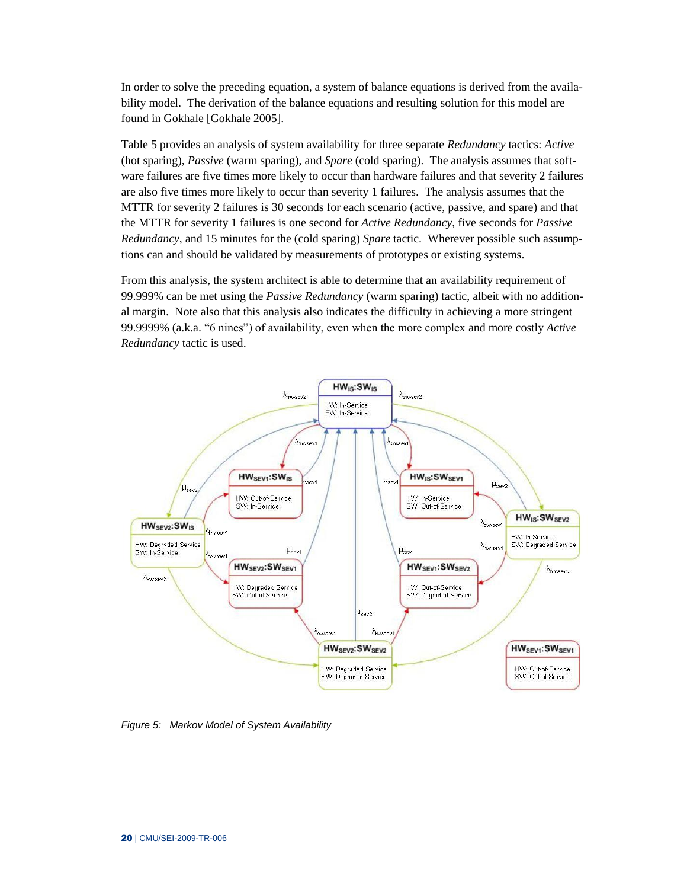In order to solve the preceding equation, a system of balance equations is derived from the availability model. The derivation of the balance equations and resulting solution for this model are found in Gokhale [Gokhale 2005].

Table 5 provides an analysis of system availability for three separate *Redundancy* tactics: *Active* (hot sparing), *Passive* (warm sparing), and *Spare* (cold sparing). The analysis assumes that software failures are five times more likely to occur than hardware failures and that severity 2 failures are also five times more likely to occur than severity 1 failures. The analysis assumes that the MTTR for severity 2 failures is 30 seconds for each scenario (active, passive, and spare) and that the MTTR for severity 1 failures is one second for *Active Redundancy*, five seconds for *Passive Redundancy*, and 15 minutes for the (cold sparing) *Spare* tactic. Wherever possible such assumptions can and should be validated by measurements of prototypes or existing systems.

From this analysis, the system architect is able to determine that an availability requirement of 99.999% can be met using the *Passive Redundancy* (warm sparing) tactic, albeit with no additional margin. Note also that this analysis also indicates the difficulty in achieving a more stringent 99.9999% (a.k.a. "6 nines") of availability, even when the more complex and more costly *Active Redundancy* tactic is used.

*Figure 5: Markov Model of System Availability*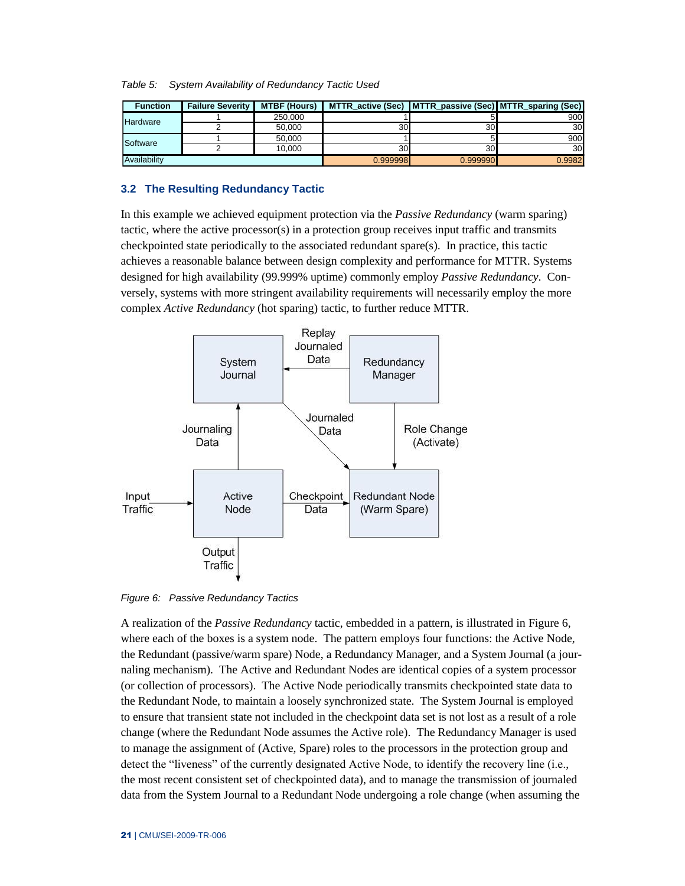*Table 5: System Availability of Redundancy Tactic Used*

| Function | Failure Severity | MTBF (Hours) | MTTR_active (Sec) | MTTR_passive (Sec) | MTTR_sparing (Sec) |
|---|---|---|---|---|---|
| Hardware | 1 | 250,000 | 1 | 5 | 900 |
| | 2 | 50,000 | 30 | 30 | 30 |
| Software | 1 | 50,000 | 1 | 5 | 900 |
| | 2 | 10,000 | 30 | 30 | 30 |
| Availability | | | 0.999998 | 0.999990 | 0.9982 |

## 3.2 The Resulting Redundancy Tactic

In this example we achieved equipment protection via the *Passive Redundancy* (warm sparing) tactic, where the active processor(s) in a protection group receives input traffic and transmits checkpointed state periodically to the associated redundant spare(s). In practice, this tactic achieves a reasonable balance between design complexity and performance for MTTR. Systems designed for high availability (99.999% uptime) commonly employ *Passive Redundancy*. Conversely, systems with more stringent availability requirements will necessarily employ the more complex *Active Redundancy* (hot sparing) tactic, to further reduce MTTR.

*Figure 6: Passive Redundancy Tactics*

A realization of the *Passive Redundancy* tactic, embedded in a pattern, is illustrated in Figure 6, where each of the boxes is a system node. The pattern employs four functions: the Active Node, the Redundant (passive/warm spare) Node, a Redundancy Manager, and a System Journal (a journaling mechanism). The Active and Redundant Nodes are identical copies of a system processor (or collection of processors). The Active Node periodically transmits checkpointed state data to the Redundant Node, to maintain a loosely synchronized state. The System Journal is employed to ensure that transient state not included in the checkpoint data set is not lost as a result of a role change (where the Redundant Node assumes the Active role). The Redundancy Manager is used to manage the assignment of (Active, Spare) roles to the processors in the protection group and detect the “liveness” of the currently designated Active Node, to identify the recovery line (i.e., the most recent consistent set of checkpointed data), and to manage the transmission of journaled data from the System Journal to a Redundant Node undergoing a role change (when assuming the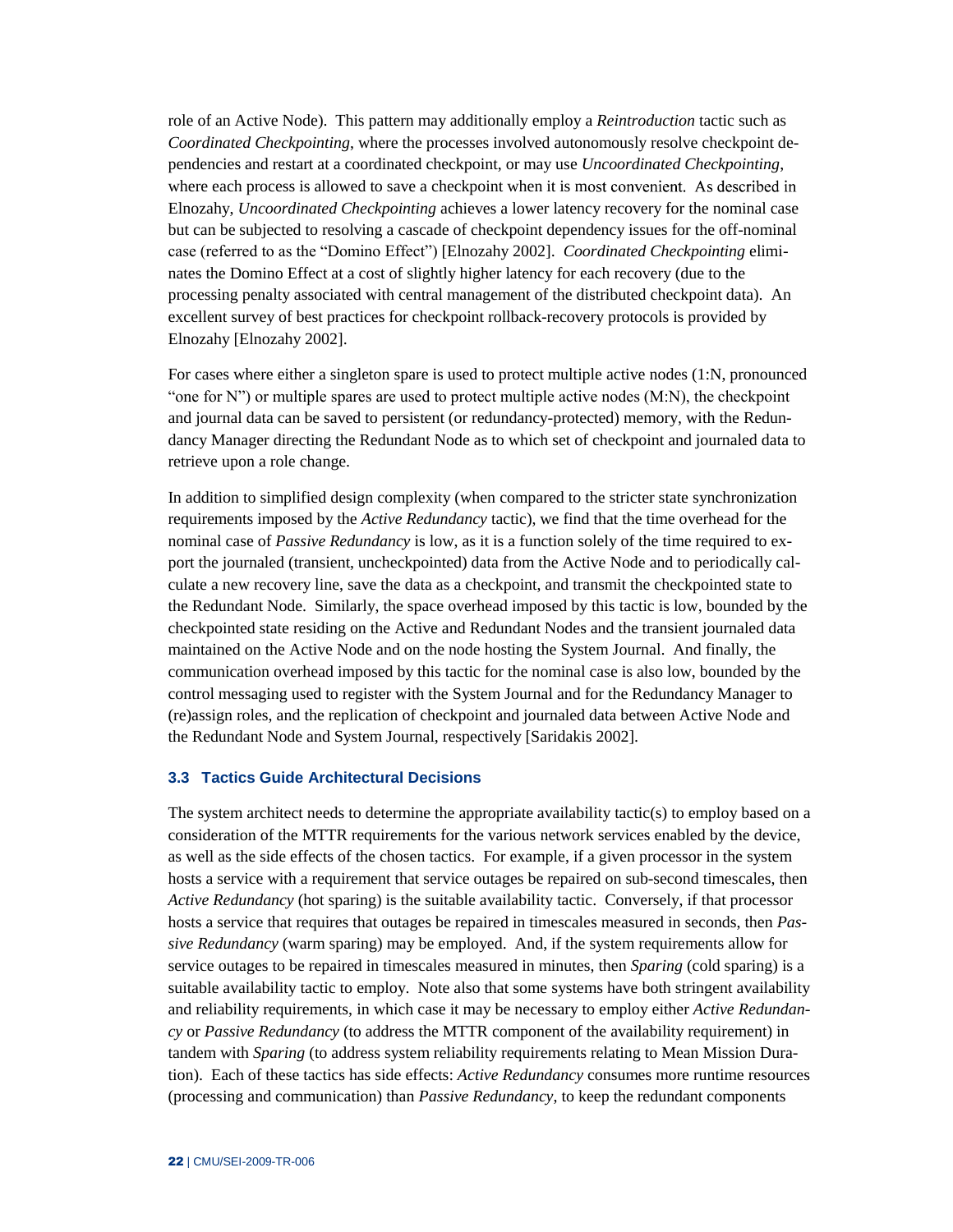role of an Active Node). This pattern may additionally employ a *Reintroduction* tactic such as *Coordinated Checkpointing*, where the processes involved autonomously resolve checkpoint dependencies and restart at a coordinated checkpoint, or may use *Uncoordinated Checkpointing*, where each process is allowed to save a checkpoint when it is most convenient. As described in Elnozahy, *Uncoordinated Checkpointing* achieves a lower latency recovery for the nominal case but can be subjected to resolving a cascade of checkpoint dependency issues for the off-nominal case (referred to as the "Domino Effect") [Elnozahy 2002]. *Coordinated Checkpointing* eliminates the Domino Effect at a cost of slightly higher latency for each recovery (due to the processing penalty associated with central management of the distributed checkpoint data). An excellent survey of best practices for checkpoint rollback-recovery protocols is provided by Elnozahy [Elnozahy 2002].

For cases where either a singleton spare is used to protect multiple active nodes (1:N, pronounced "one for N") or multiple spares are used to protect multiple active nodes (M:N), the checkpoint and journal data can be saved to persistent (or redundancy-protected) memory, with the Redundancy Manager directing the Redundant Node as to which set of checkpoint and journaled data to retrieve upon a role change.

In addition to simplified design complexity (when compared to the stricter state synchronization requirements imposed by the *Active Redundancy* tactic), we find that the time overhead for the nominal case of *Passive Redundancy* is low, as it is a function solely of the time required to export the journaled (transient, uncheckpointed) data from the Active Node and to periodically calculate a new recovery line, save the data as a checkpoint, and transmit the checkpointed state to the Redundant Node. Similarly, the space overhead imposed by this tactic is low, bounded by the checkpointed state residing on the Active and Redundant Nodes and the transient journaled data maintained on the Active Node and on the node hosting the System Journal. And finally, the communication overhead imposed by this tactic for the nominal case is also low, bounded by the control messaging used to register with the System Journal and for the Redundancy Manager to (re)assign roles, and the replication of checkpoint and journaled data between Active Node and the Redundant Node and System Journal, respectively [Saridakis 2002].

### 3.3 Tactics Guide Architectural Decisions

The system architect needs to determine the appropriate availability tactic(s) to employ based on a consideration of the MTTR requirements for the various network services enabled by the device, as well as the side effects of the chosen tactics. For example, if a given processor in the system hosts a service with a requirement that service outages be repaired on sub-second timescales, then *Active Redundancy* (hot sparing) is the suitable availability tactic. Conversely, if that processor hosts a service that requires that outages be repaired in timescales measured in seconds, then *Passive Redundancy* (warm sparing) may be employed. And, if the system requirements allow for service outages to be repaired in timescales measured in minutes, then *Sparing* (cold sparing) is a suitable availability tactic to employ. Note also that some systems have both stringent availability and reliability requirements, in which case it may be necessary to employ either *Active Redundancy* or *Passive Redundancy* (to address the MTTR component of the availability requirement) in tandem with *Sparing* (to address system reliability requirements relating to Mean Mission Duration). Each of these tactics has side effects: *Active Redundancy* consumes more runtime resources (processing and communication) than *Passive Redundancy*, to keep the redundant components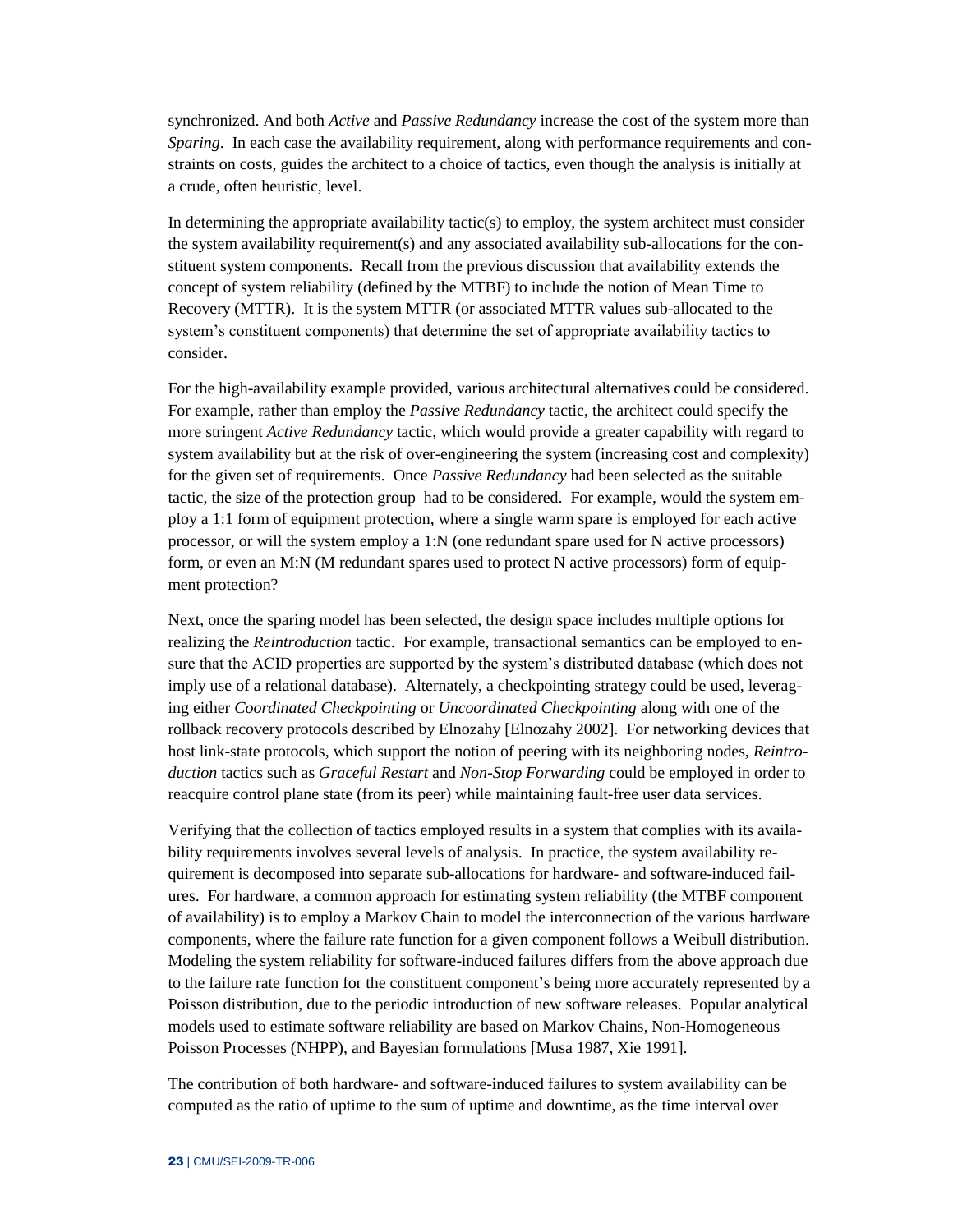synchronized. And both *Active* and *Passive Redundancy* increase the cost of the system more than *Sparing*. In each case the availability requirement, along with performance requirements and constraints on costs, guides the architect to a choice of tactics, even though the analysis is initially at a crude, often heuristic, level.

In determining the appropriate availability tactic(s) to employ, the system architect must consider the system availability requirement(s) and any associated availability sub-allocations for the constituent system components. Recall from the previous discussion that availability extends the concept of system reliability (defined by the MTBF) to include the notion of Mean Time to Recovery (MTTR). It is the system MTTR (or associated MTTR values sub-allocated to the system's constituent components) that determine the set of appropriate availability tactics to consider.

For the high-availability example provided, various architectural alternatives could be considered. For example, rather than employ the *Passive Redundancy* tactic, the architect could specify the more stringent *Active Redundancy* tactic, which would provide a greater capability with regard to system availability but at the risk of over-engineering the system (increasing cost and complexity) for the given set of requirements. Once *Passive Redundancy* had been selected as the suitable tactic, the size of the protection group had to be considered. For example, would the system employ a 1:1 form of equipment protection, where a single warm spare is employed for each active processor, or will the system employ a 1:N (one redundant spare used for N active processors) form, or even an M:N (M redundant spares used to protect N active processors) form of equipment protection?

Next, once the sparing model has been selected, the design space includes multiple options for realizing the *Reintroduction* tactic. For example, transactional semantics can be employed to ensure that the ACID properties are supported by the system's distributed database (which does not imply use of a relational database). Alternately, a checkpointing strategy could be used, leveraging either *Coordinated Checkpointing* or *Uncoordinated Checkpointing* along with one of the rollback recovery protocols described by Elnozahy [Elnozahy 2002]. For networking devices that host link-state protocols, which support the notion of peering with its neighboring nodes, *Reintroduction* tactics such as *Graceful Restart* and *Non-Stop Forwarding* could be employed in order to reacquire control plane state (from its peer) while maintaining fault-free user data services.

Verifying that the collection of tactics employed results in a system that complies with its availability requirements involves several levels of analysis. In practice, the system availability requirement is decomposed into separate sub-allocations for hardware- and software-induced failures. For hardware, a common approach for estimating system reliability (the MTBF component of availability) is to employ a Markov Chain to model the interconnection of the various hardware components, where the failure rate function for a given component follows a Weibull distribution. Modeling the system reliability for software-induced failures differs from the above approach due to the failure rate function for the constituent component's being more accurately represented by a Poisson distribution, due to the periodic introduction of new software releases. Popular analytical models used to estimate software reliability are based on Markov Chains, Non-Homogeneous Poisson Processes (NHPP), and Bayesian formulations [Musa 1987, Xie 1991].

The contribution of both hardware- and software-induced failures to system availability can be computed as the ratio of uptime to the sum of uptime and downtime, as the time interval over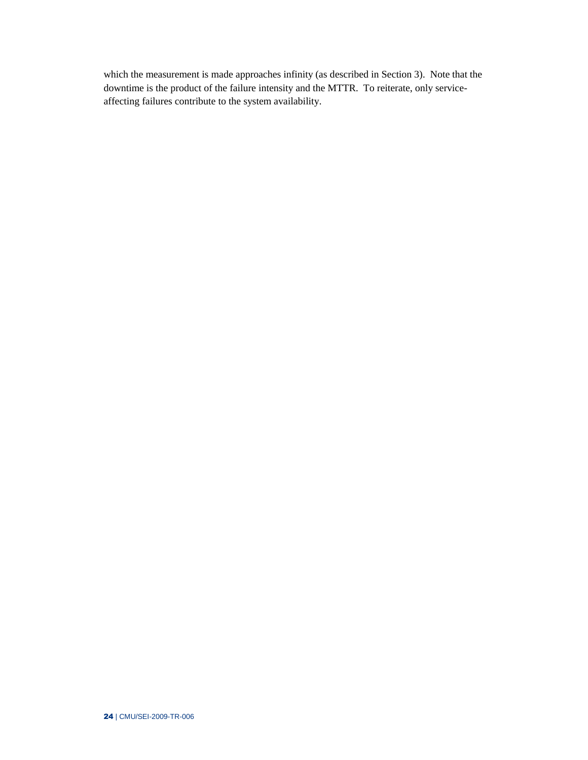which the measurement is made approaches infinity (as described in Section 3). Note that the downtime is the product of the failure intensity and the MTTR. To reiterate, only service-affecting failures contribute to the system availability.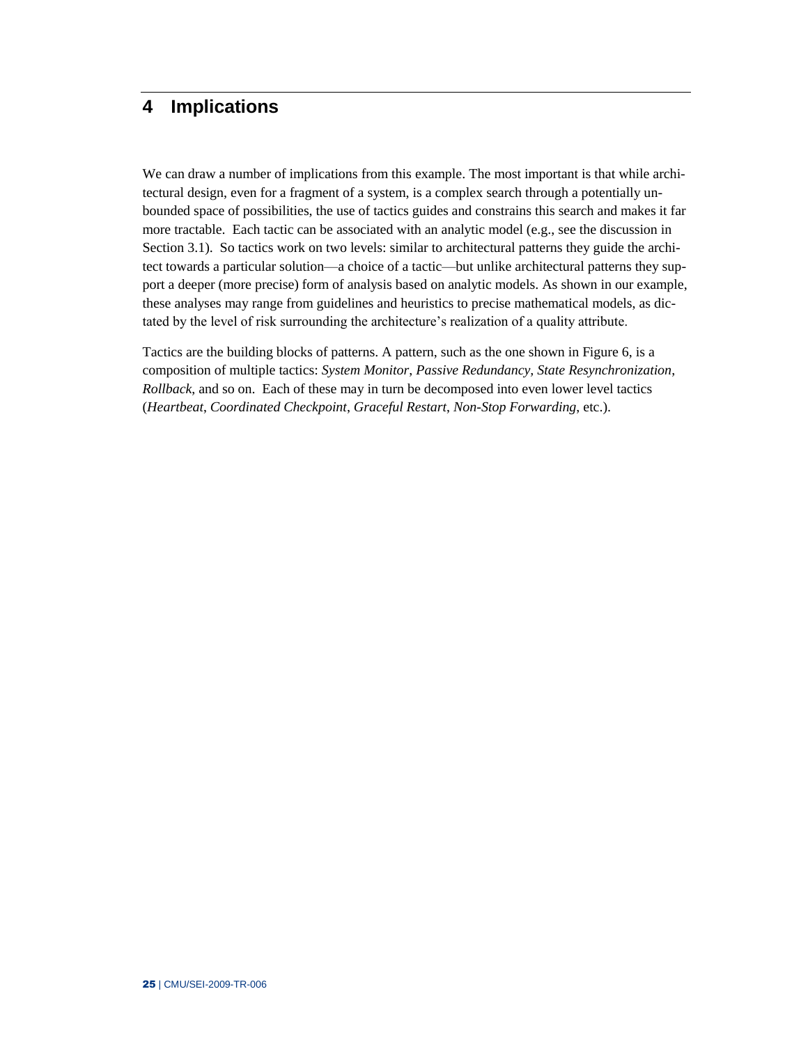# 4 Implications

We can draw a number of implications from this example. The most important is that while architectural design, even for a fragment of a system, is a complex search through a potentially unbounded space of possibilities, the use of tactics guides and constrains this search and makes it far more tractable. Each tactic can be associated with an analytic model (e.g., see the discussion in Section 3.1). So tactics work on two levels: similar to architectural patterns they guide the architect towards a particular solution—a choice of a tactic—but unlike architectural patterns they support a deeper (more precise) form of analysis based on analytic models. As shown in our example, these analyses may range from guidelines and heuristics to precise mathematical models, as dictated by the level of risk surrounding the architecture's realization of a quality attribute.

Tactics are the building blocks of patterns. A pattern, such as the one shown in Figure 6, is a composition of multiple tactics: *System Monitor*, *Passive Redundancy*, *State Resynchronization*, *Rollback*, and so on. Each of these may in turn be decomposed into even lower level tactics (*Heartbeat*, *Coordinated Checkpoint*, *Graceful Restart*, *Non-Stop Forwarding*, etc.).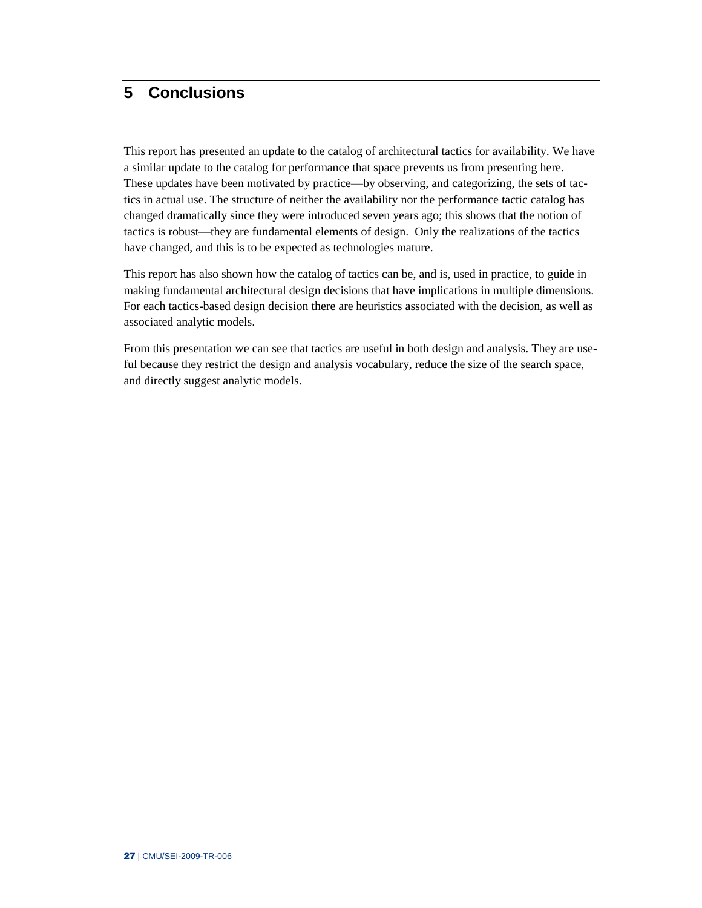# 5 Conclusions

This report has presented an update to the catalog of architectural tactics for availability. We have a similar update to the catalog for performance that space prevents us from presenting here. These updates have been motivated by practice—by observing, and categorizing, the sets of tactics in actual use. The structure of neither the availability nor the performance tactic catalog has changed dramatically since they were introduced seven years ago; this shows that the notion of tactics is robust—they are fundamental elements of design. Only the realizations of the tactics have changed, and this is to be expected as technologies mature.

This report has also shown how the catalog of tactics can be, and is, used in practice, to guide in making fundamental architectural design decisions that have implications in multiple dimensions. For each tactics-based design decision there are heuristics associated with the decision, as well as associated analytic models.

From this presentation we can see that tactics are useful in both design and analysis. They are useful because they restrict the design and analysis vocabulary, reduce the size of the search space, and directly suggest analytic models.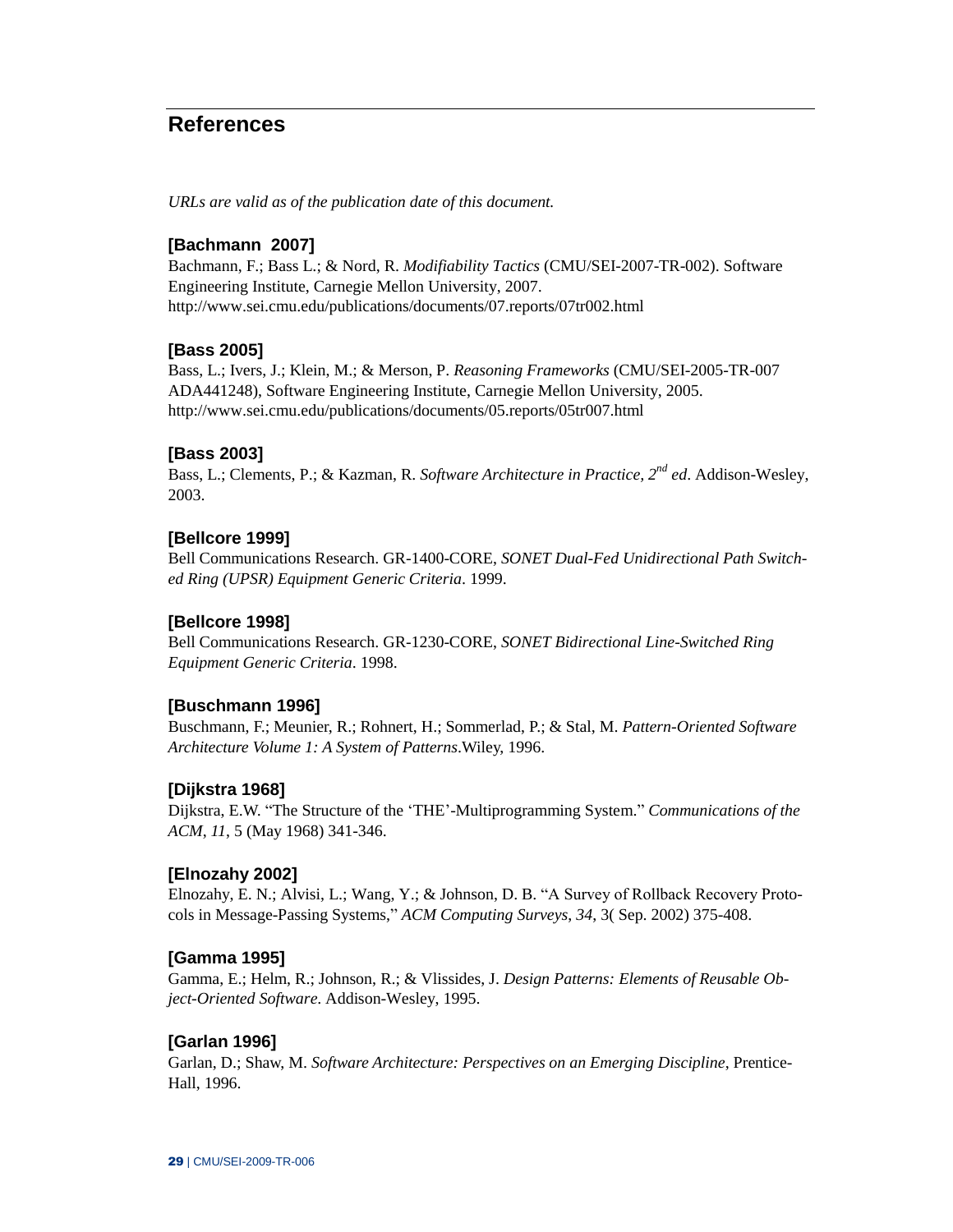## References

*URLs are valid as of the publication date of this document.*

**[Bachmann 2007]**
Bachmann, F.; Bass L.; & Nord, R. *Modifiability Tactics* (CMU/SEI-2007-TR-002). Software Engineering Institute, Carnegie Mellon University, 2007.
http://www.sei.cmu.edu/publications/documents/07.reports/07tr002.html

**[Bass 2005]**
Bass, L.; Ivers, J.; Klein, M.; & Merson, P. *Reasoning Frameworks* (CMU/SEI-2005-TR-007 ADA441248), Software Engineering Institute, Carnegie Mellon University, 2005.
http://www.sei.cmu.edu/publications/documents/05.reports/05tr007.html

**[Bass 2003]**
Bass, L.; Clements, P.; & Kazman, R. *Software Architecture in Practice, 2nd ed*. Addison-Wesley, 2003.

**[Bellcore 1999]**
Bell Communications Research. GR-1400-CORE, *SONET Dual-Fed Unidirectional Path Switched Ring (UPSR) Equipment Generic Criteria*. 1999.

**[Bellcore 1998]**
Bell Communications Research. GR-1230-CORE, *SONET Bidirectional Line-Switched Ring Equipment Generic Criteria*. 1998.

**[Buschmann 1996]**
Buschmann, F.; Meunier, R.; Rohnert, H.; Sommerlad, P.; & Stal, M. *Pattern-Oriented Software Architecture Volume 1: A System of Patterns*.Wiley, 1996.

**[Dijkstra 1968]**
Dijkstra, E.W. "The Structure of the 'THE'-Multiprogramming System." *Communications of the ACM*, *11*, 5 (May 1968) 341-346.

**[Elnozahy 2002]**
Elnozahy, E. N.; Alvisi, L.; Wang, Y.; & Johnson, D. B. "A Survey of Rollback Recovery Protocols in Message-Passing Systems," *ACM Computing Surveys*, *34*, 3( Sep. 2002) 375-408.

**[Gamma 1995]**
Gamma, E.; Helm, R.; Johnson, R.; & Vlissides, J. *Design Patterns: Elements of Reusable Object-Oriented Software*. Addison-Wesley, 1995.

**[Garlan 1996]**
Garlan, D.; Shaw, M. *Software Architecture: Perspectives on an Emerging Discipline*, Prentice-Hall, 1996.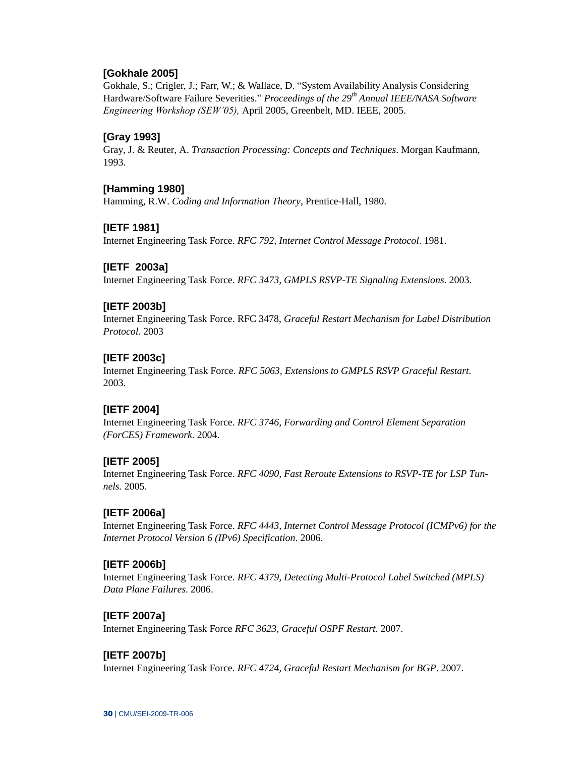**[Gokhale 2005]**
Gokhale, S.; Crigler, J.; Farr, W.; & Wallace, D. "System Availability Analysis Considering Hardware/Software Failure Severities." *Proceedings of the 29th Annual IEEE/NASA Software Engineering Workshop (SEW'05),* April 2005, Greenbelt, MD. IEEE, 2005.

**[Gray 1993]**
Gray, J. & Reuter, A. *Transaction Processing: Concepts and Techniques*. Morgan Kaufmann, 1993.

**[Hamming 1980]**
Hamming, R.W. *Coding and Information Theory*, Prentice-Hall, 1980.

**[IETF 1981]**
Internet Engineering Task Force. *RFC 792, Internet Control Message Protocol*. 1981.

**[IETF 2003a]**
Internet Engineering Task Force. *RFC 3473, GMPLS RSVP-TE Signaling Extensions*. 2003.

**[IETF 2003b]**
Internet Engineering Task Force. RFC 3478, *Graceful Restart Mechanism for Label Distribution Protocol*. 2003

**[IETF 2003c]**
Internet Engineering Task Force. *RFC 5063, Extensions to GMPLS RSVP Graceful Restart*. 2003.

**[IETF 2004]**
Internet Engineering Task Force. *RFC 3746, Forwarding and Control Element Separation (ForCES) Framework*. 2004.

**[IETF 2005]**
Internet Engineering Task Force. *RFC 4090, Fast Reroute Extensions to RSVP-TE for LSP Tunnels.* 2005.

**[IETF 2006a]**
Internet Engineering Task Force. *RFC 4443, Internet Control Message Protocol (ICMPv6) for the Internet Protocol Version 6 (IPv6) Specification*. 2006.

**[IETF 2006b]**
Internet Engineering Task Force. *RFC 4379, Detecting Multi-Protocol Label Switched (MPLS) Data Plane Failures*. 2006.

**[IETF 2007a]**
Internet Engineering Task Force *RFC 3623, Graceful OSPF Restart*. 2007.

**[IETF 2007b]**
Internet Engineering Task Force. *RFC 4724, Graceful Restart Mechanism for BGP*. 2007.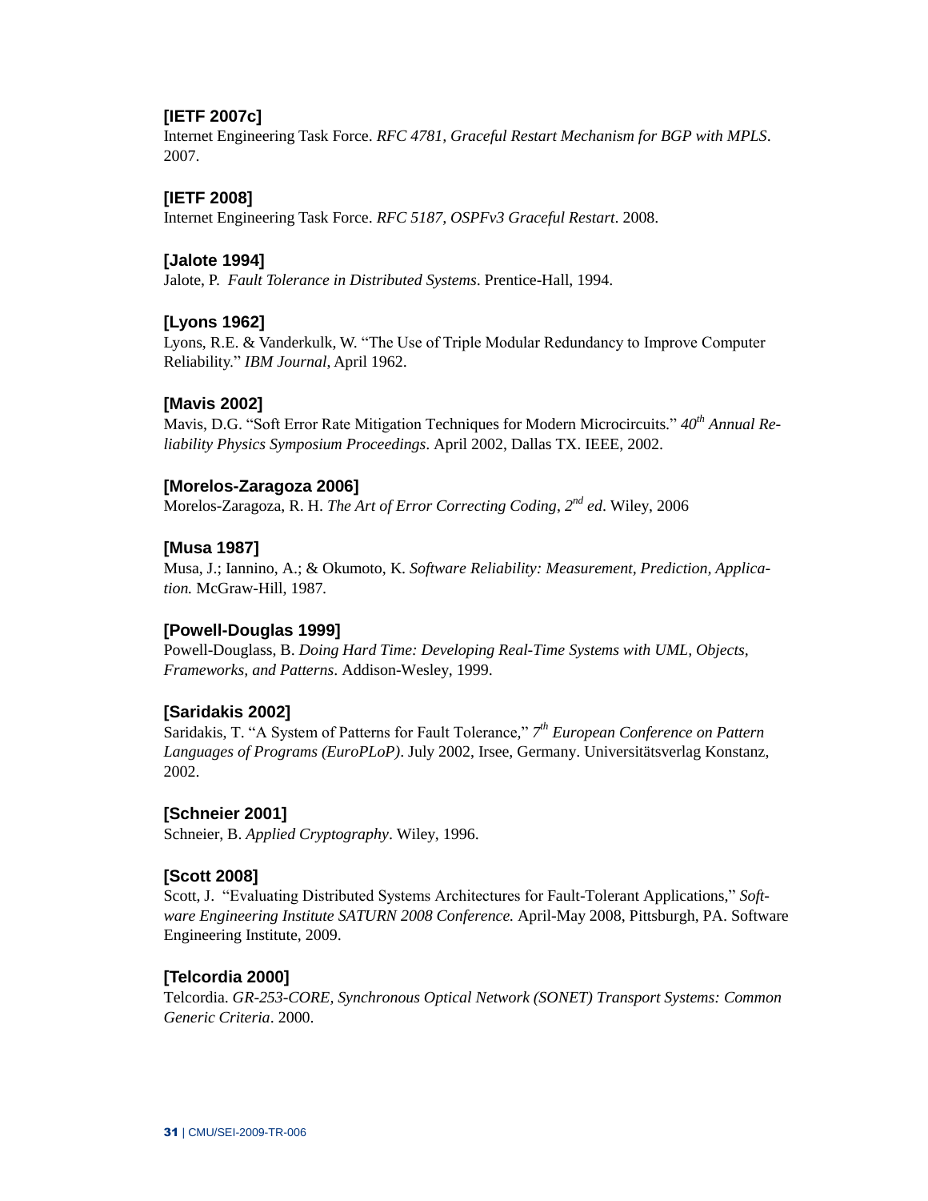**[IETF 2007c]**
Internet Engineering Task Force. *RFC 4781, Graceful Restart Mechanism for BGP with MPLS*. 2007.

**[IETF 2008]**
Internet Engineering Task Force. *RFC 5187, OSPFv3 Graceful Restart*. 2008.

**[Jalote 1994]**
Jalote, P. *Fault Tolerance in Distributed Systems*. Prentice-Hall, 1994.

**[Lyons 1962]**
Lyons, R.E. & Vanderkulk, W. "The Use of Triple Modular Redundancy to Improve Computer Reliability." *IBM Journal*, April 1962.

**[Mavis 2002]**
Mavis, D.G. "Soft Error Rate Mitigation Techniques for Modern Microcircuits." *40th Annual Reliability Physics Symposium Proceedings*. April 2002, Dallas TX. IEEE, 2002.

**[Morelos-Zaragoza 2006]**
Morelos-Zaragoza, R. H. *The Art of Error Correcting Coding, 2nd ed*. Wiley, 2006

**[Musa 1987]**
Musa, J.; Iannino, A.; & Okumoto, K. *Software Reliability: Measurement, Prediction, Application.* McGraw-Hill, 1987.

**[Powell-Douglas 1999]**
Powell-Douglass, B. *Doing Hard Time: Developing Real-Time Systems with UML, Objects, Frameworks, and Patterns*. Addison-Wesley, 1999.

**[Saridakis 2002]**
Saridakis, T. "A System of Patterns for Fault Tolerance," *7th European Conference on Pattern Languages of Programs (EuroPLoP)*. July 2002, Irsee, Germany. Universitätsverlag Konstanz, 2002.

**[Schneier 2001]**
Schneier, B. *Applied Cryptography*. Wiley, 1996.

**[Scott 2008]**
Scott, J. "Evaluating Distributed Systems Architectures for Fault-Tolerant Applications," *Software Engineering Institute SATURN 2008 Conference.* April-May 2008, Pittsburgh, PA. Software Engineering Institute, 2009.

**[Telcordia 2000]**
Telcordia. *GR-253-CORE, Synchronous Optical Network (SONET) Transport Systems: Common Generic Criteria*. 2000.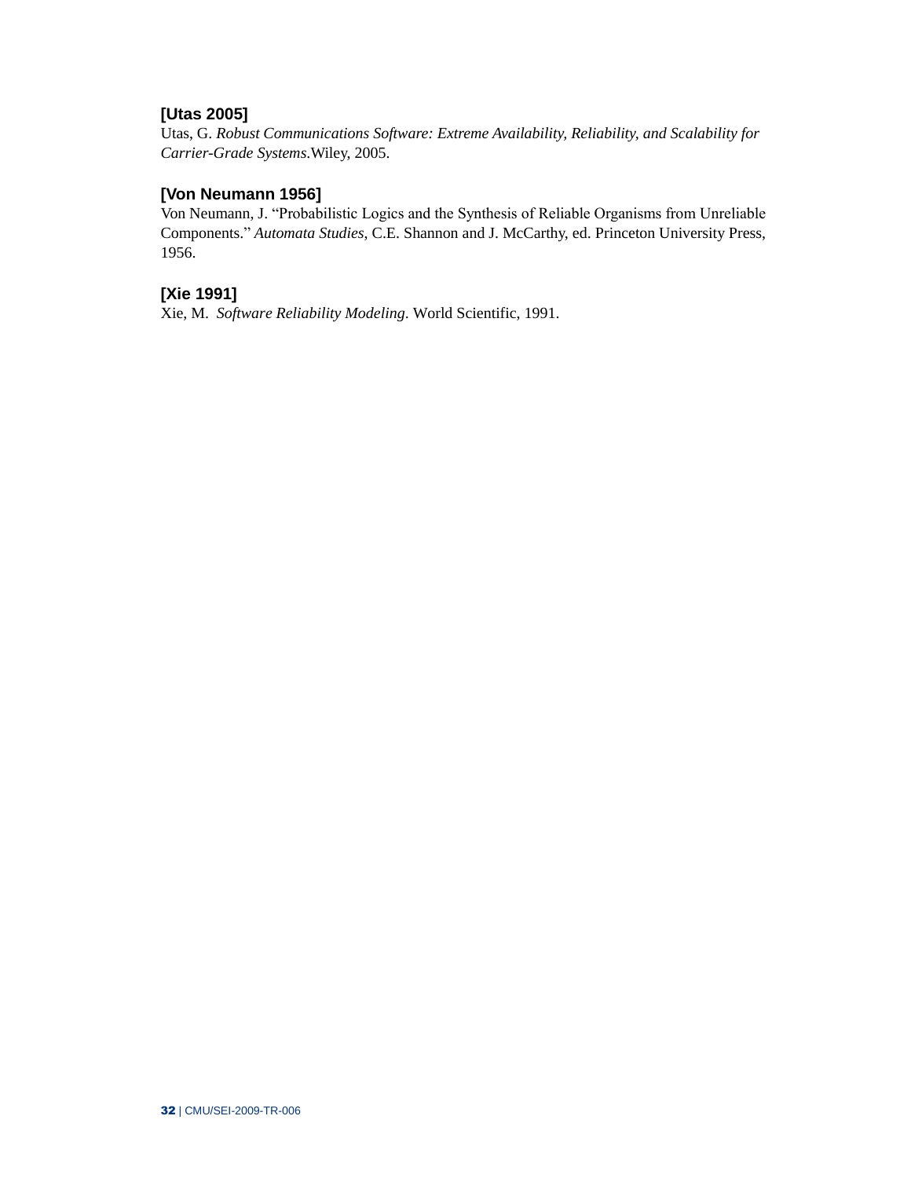**[Utas 2005]**
Utas, G. *Robust Communications Software: Extreme Availability, Reliability, and Scalability for Carrier-Grade Systems*.Wiley, 2005.

**[Von Neumann 1956]**
Von Neumann, J. "Probabilistic Logics and the Synthesis of Reliable Organisms from Unreliable Components." *Automata Studies*, C.E. Shannon and J. McCarthy, ed. Princeton University Press, 1956.

**[Xie 1991]**
Xie, M. *Software Reliability Modeling*. World Scientific, 1991.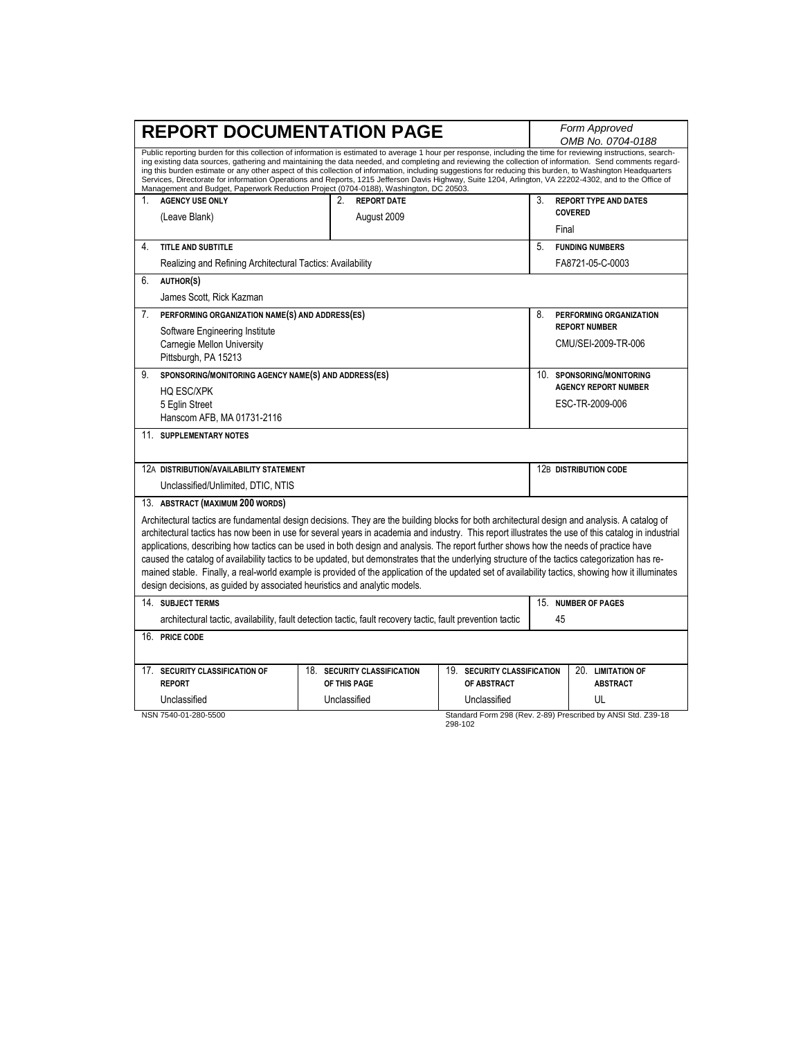# REPORT DOCUMENTATION PAGE

*Form Approved*
*OMB No. 0704-0188*

Public reporting burden for this collection of information is estimated to average 1 hour per response, including the time for reviewing instructions, searching existing data sources, gathering and maintaining the data needed, and completing and reviewing the collection of information. Send comments regarding this burden estimate or any other aspect of this collection of information, including suggestions for reducing this burden, to Washington Headquarters Services, Directorate for information Operations and Reports, 1215 Jefferson Davis Highway, Suite 1204, Arlington, VA 22202-4302, and to the Office of Management and Budget, Paperwork Reduction Project (0704-0188), Washington, DC 20503.

| | | |
|---|---|---|
| 1. **AGENCY USE ONLY**<br>(Leave Blank) | 2. **REPORT DATE**<br>August 2009 | 3. **REPORT TYPE AND DATES COVERED**<br>Final |
| 4. **TITLE AND SUBTITLE**<br>Realizing and Refining Architectural Tactics: Availability | | 5. **FUNDING NUMBERS**<br>FA8721-05-C-0003 |
| 6. **AUTHOR(S)**<br>James Scott, Rick Kazman | | |
| 7. **PERFORMING ORGANIZATION NAME(S) AND ADDRESS(ES)**<br>Software Engineering Institute<br>Carnegie Mellon University<br>Pittsburgh, PA 15213 | | 8. **PERFORMING ORGANIZATION REPORT NUMBER**<br>CMU/SEI-2009-TR-006 |
| 9. **SPONSORING/MONITORING AGENCY NAME(S) AND ADDRESS(ES)**<br>HQ ESC/XPK<br>5 Eglin Street<br>Hanscom AFB, MA 01731-2116 | | 10. **SPONSORING/MONITORING AGENCY REPORT NUMBER**<br>ESC-TR-2009-006 |
| 11. **SUPPLEMENTARY NOTES** | | |
| 12A **DISTRIBUTION/AVAILABILITY STATEMENT**<br>Unclassified/Unlimited, DTIC, NTIS | | 12B **DISTRIBUTION CODE** |

13. **ABSTRACT (MAXIMUM 200 WORDS)**

Architectural tactics are fundamental design decisions. They are the building blocks for both architectural design and analysis. A catalog of architectural tactics has now been in use for several years in academia and industry. This report illustrates the use of this catalog in industrial applications, describing how tactics can be used in both design and analysis. The report further shows how the needs of practice have caused the catalog of availability tactics to be updated, but demonstrates that the underlying structure of the tactics categorization has remained stable. Finally, a real-world example is provided of the application of the updated set of availability tactics, showing how it illuminates design decisions, as guided by associated heuristics and analytic models.

| | |
|---|---|
| 14. **SUBJECT TERMS**<br>architectural tactic, availability, fault detection tactic, fault recovery tactic, fault prevention tactic | 15. **NUMBER OF PAGES**<br>45 |
| 16. **PRICE CODE** | |

| 17. **SECURITY CLASSIFICATION OF REPORT** | 18. **SECURITY CLASSIFICATION OF THIS PAGE** | 19. **SECURITY CLASSIFICATION OF ABSTRACT** | 20. **LIMITATION OF ABSTRACT** |
|---|---|---|---|
| Unclassified | Unclassified | Unclassified | UL |

NSN 7540-01-280-5500

Standard Form 298 (Rev. 2-89) Prescribed by ANSI Std. Z39-18 298-102